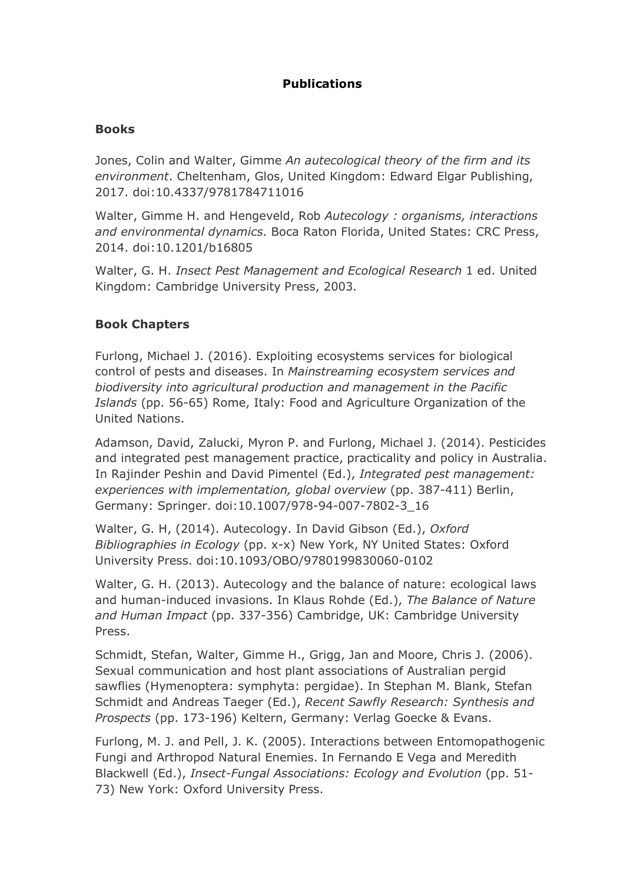# Publications

## Books

Jones, Colin and Walter, Gimme *An autecological theory of the firm and its environment*. Cheltenham, Glos, United Kingdom: Edward Elgar Publishing, 2017. doi:10.4337/9781784711016

Walter, Gimme H. and Hengeveld, Rob *Autecology : organisms, interactions and environmental dynamics*. Boca Raton Florida, United States: CRC Press, 2014. doi:10.1201/b16805

Walter, G. H. *Insect Pest Management and Ecological Research* 1 ed. United Kingdom: Cambridge University Press, 2003.

## Book Chapters

Furlong, Michael J. (2016). Exploiting ecosystems services for biological control of pests and diseases. In *Mainstreaming ecosystem services and biodiversity into agricultural production and management in the Pacific Islands* (pp. 56-65) Rome, Italy: Food and Agriculture Organization of the United Nations.

Adamson, David, Zalucki, Myron P. and Furlong, Michael J. (2014). Pesticides and integrated pest management practice, practicality and policy in Australia. In Rajinder Peshin and David Pimentel (Ed.), *Integrated pest management: experiences with implementation, global overview* (pp. 387-411) Berlin, Germany: Springer. doi:10.1007/978-94-007-7802-3_16

Walter, G. H, (2014). Autecology. In David Gibson (Ed.), *Oxford Bibliographies in Ecology* (pp. x-x) New York, NY United States: Oxford University Press. doi:10.1093/OBO/9780199830060-0102

Walter, G. H. (2013). Autecology and the balance of nature: ecological laws and human-induced invasions. In Klaus Rohde (Ed.), *The Balance of Nature and Human Impact* (pp. 337-356) Cambridge, UK: Cambridge University Press.

Schmidt, Stefan, Walter, Gimme H., Grigg, Jan and Moore, Chris J. (2006). Sexual communication and host plant associations of Australian pergid sawflies (Hymenoptera: symphyta: pergidae). In Stephan M. Blank, Stefan Schmidt and Andreas Taeger (Ed.), *Recent Sawfly Research: Synthesis and Prospects* (pp. 173-196) Keltern, Germany: Verlag Goecke & Evans.

Furlong, M. J. and Pell, J. K. (2005). Interactions between Entomopathogenic Fungi and Arthropod Natural Enemies. In Fernando E Vega and Meredith Blackwell (Ed.), *Insect-Fungal Associations: Ecology and Evolution* (pp. 51-73) New York: Oxford University Press.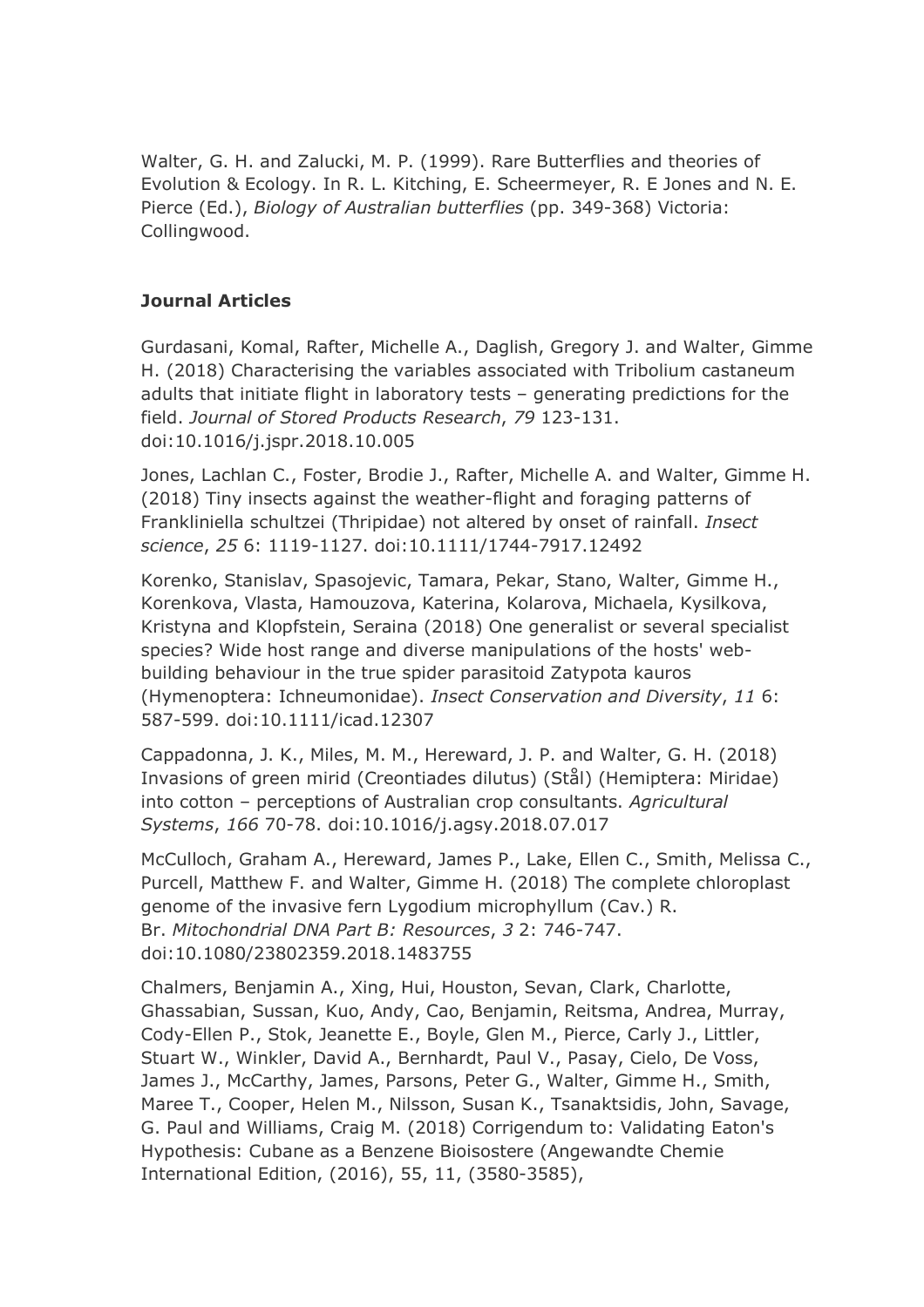Walter, G. H. and Zalucki, M. P. (1999). Rare Butterflies and theories of Evolution & Ecology. In R. L. Kitching, E. Scheermeyer, R. E Jones and N. E. Pierce (Ed.), *Biology of Australian butterflies* (pp. 349-368) Victoria: Collingwood.

**Journal Articles**

Gurdasani, Komal, Rafter, Michelle A., Daglish, Gregory J. and Walter, Gimme H. (2018) Characterising the variables associated with Tribolium castaneum adults that initiate flight in laboratory tests – generating predictions for the field. *Journal of Stored Products Research*, *79* 123-131. doi:10.1016/j.jspr.2018.10.005

Jones, Lachlan C., Foster, Brodie J., Rafter, Michelle A. and Walter, Gimme H. (2018) Tiny insects against the weather-flight and foraging patterns of Frankliniella schultzei (Thripidae) not altered by onset of rainfall. *Insect science*, *25* 6: 1119-1127. doi:10.1111/1744-7917.12492

Korenko, Stanislav, Spasojevic, Tamara, Pekar, Stano, Walter, Gimme H., Korenkova, Vlasta, Hamouzova, Katerina, Kolarova, Michaela, Kysilkova, Kristyna and Klopfstein, Seraina (2018) One generalist or several specialist species? Wide host range and diverse manipulations of the hosts' web-building behaviour in the true spider parasitoid Zatypota kauros (Hymenoptera: Ichneumonidae). *Insect Conservation and Diversity*, *11* 6: 587-599. doi:10.1111/icad.12307

Cappadonna, J. K., Miles, M. M., Hereward, J. P. and Walter, G. H. (2018) Invasions of green mirid (Creontiades dilutus) (Stål) (Hemiptera: Miridae) into cotton – perceptions of Australian crop consultants. *Agricultural Systems*, *166* 70-78. doi:10.1016/j.agsy.2018.07.017

McCulloch, Graham A., Hereward, James P., Lake, Ellen C., Smith, Melissa C., Purcell, Matthew F. and Walter, Gimme H. (2018) The complete chloroplast genome of the invasive fern Lygodium microphyllum (Cav.) R. Br. *Mitochondrial DNA Part B: Resources*, *3* 2: 746-747. doi:10.1080/23802359.2018.1483755

Chalmers, Benjamin A., Xing, Hui, Houston, Sevan, Clark, Charlotte, Ghassabian, Sussan, Kuo, Andy, Cao, Benjamin, Reitsma, Andrea, Murray, Cody-Ellen P., Stok, Jeanette E., Boyle, Glen M., Pierce, Carly J., Littler, Stuart W., Winkler, David A., Bernhardt, Paul V., Pasay, Cielo, De Voss, James J., McCarthy, James, Parsons, Peter G., Walter, Gimme H., Smith, Maree T., Cooper, Helen M., Nilsson, Susan K., Tsanaktsidis, John, Savage, G. Paul and Williams, Craig M. (2018) Corrigendum to: Validating Eaton's Hypothesis: Cubane as a Benzene Bioisostere (Angewandte Chemie International Edition, (2016), 55, 11, (3580-3585),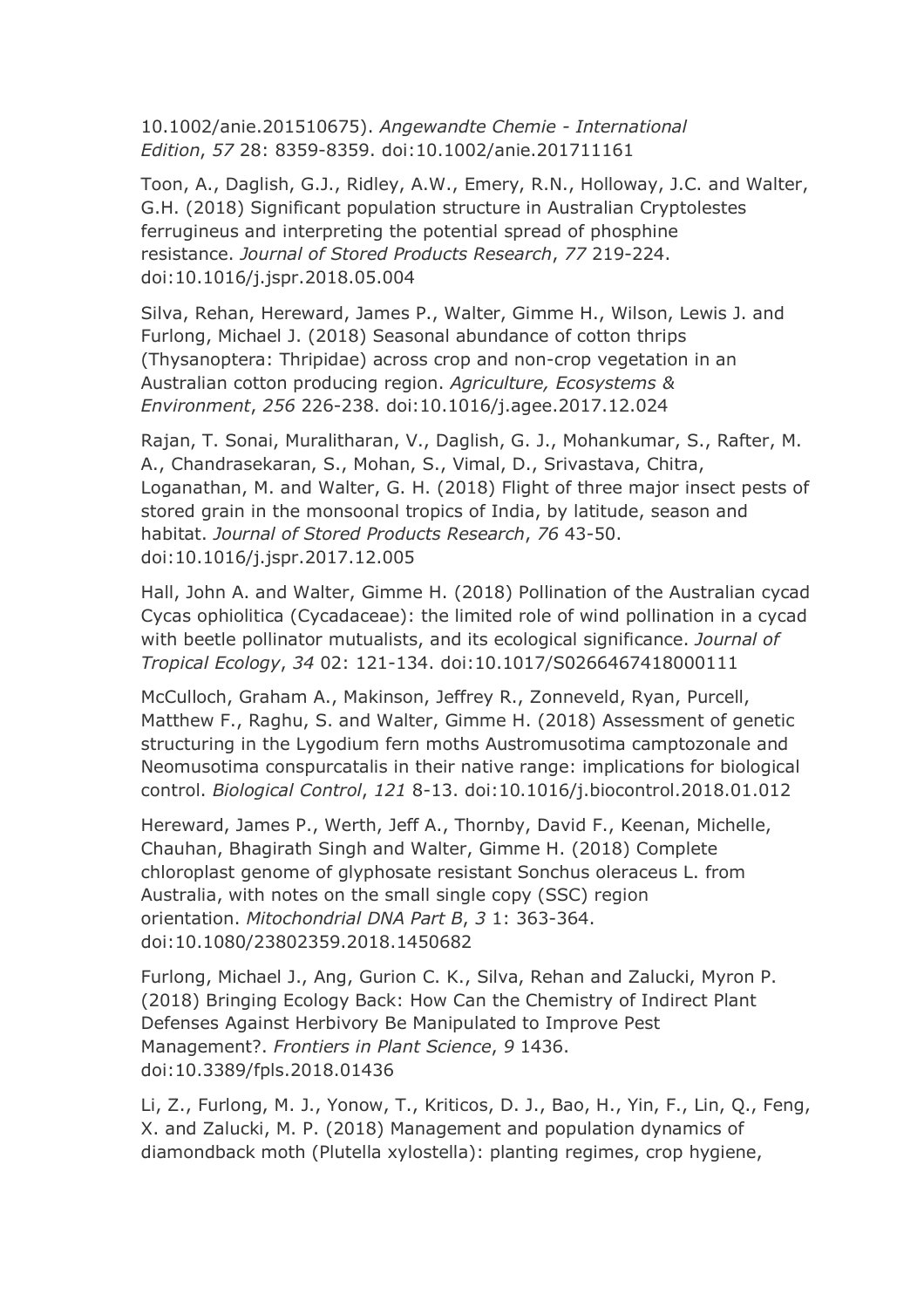10.1002/anie.201510675). *Angewandte Chemie - International Edition*, *57* 28: 8359-8359. doi:10.1002/anie.201711161

Toon, A., Daglish, G.J., Ridley, A.W., Emery, R.N., Holloway, J.C. and Walter, G.H. (2018) Significant population structure in Australian Cryptolestes ferrugineus and interpreting the potential spread of phosphine resistance. *Journal of Stored Products Research*, *77* 219-224. doi:10.1016/j.jspr.2018.05.004

Silva, Rehan, Hereward, James P., Walter, Gimme H., Wilson, Lewis J. and Furlong, Michael J. (2018) Seasonal abundance of cotton thrips (Thysanoptera: Thripidae) across crop and non-crop vegetation in an Australian cotton producing region. *Agriculture, Ecosystems & Environment*, *256* 226-238. doi:10.1016/j.agee.2017.12.024

Rajan, T. Sonai, Muralitharan, V., Daglish, G. J., Mohankumar, S., Rafter, M. A., Chandrasekaran, S., Mohan, S., Vimal, D., Srivastava, Chitra, Loganathan, M. and Walter, G. H. (2018) Flight of three major insect pests of stored grain in the monsoonal tropics of India, by latitude, season and habitat. *Journal of Stored Products Research*, *76* 43-50. doi:10.1016/j.jspr.2017.12.005

Hall, John A. and Walter, Gimme H. (2018) Pollination of the Australian cycad Cycas ophiolitica (Cycadaceae): the limited role of wind pollination in a cycad with beetle pollinator mutualists, and its ecological significance. *Journal of Tropical Ecology*, *34* 02: 121-134. doi:10.1017/S0266467418000111

McCulloch, Graham A., Makinson, Jeffrey R., Zonneveld, Ryan, Purcell, Matthew F., Raghu, S. and Walter, Gimme H. (2018) Assessment of genetic structuring in the Lygodium fern moths Austromusotima camptozonale and Neomusotima conspurcatalis in their native range: implications for biological control. *Biological Control*, *121* 8-13. doi:10.1016/j.biocontrol.2018.01.012

Hereward, James P., Werth, Jeff A., Thornby, David F., Keenan, Michelle, Chauhan, Bhagirath Singh and Walter, Gimme H. (2018) Complete chloroplast genome of glyphosate resistant Sonchus oleraceus L. from Australia, with notes on the small single copy (SSC) region orientation. *Mitochondrial DNA Part B*, *3* 1: 363-364. doi:10.1080/23802359.2018.1450682

Furlong, Michael J., Ang, Gurion C. K., Silva, Rehan and Zalucki, Myron P. (2018) Bringing Ecology Back: How Can the Chemistry of Indirect Plant Defenses Against Herbivory Be Manipulated to Improve Pest Management?. *Frontiers in Plant Science*, *9* 1436. doi:10.3389/fpls.2018.01436

Li, Z., Furlong, M. J., Yonow, T., Kriticos, D. J., Bao, H., Yin, F., Lin, Q., Feng, X. and Zalucki, M. P. (2018) Management and population dynamics of diamondback moth (Plutella xylostella): planting regimes, crop hygiene,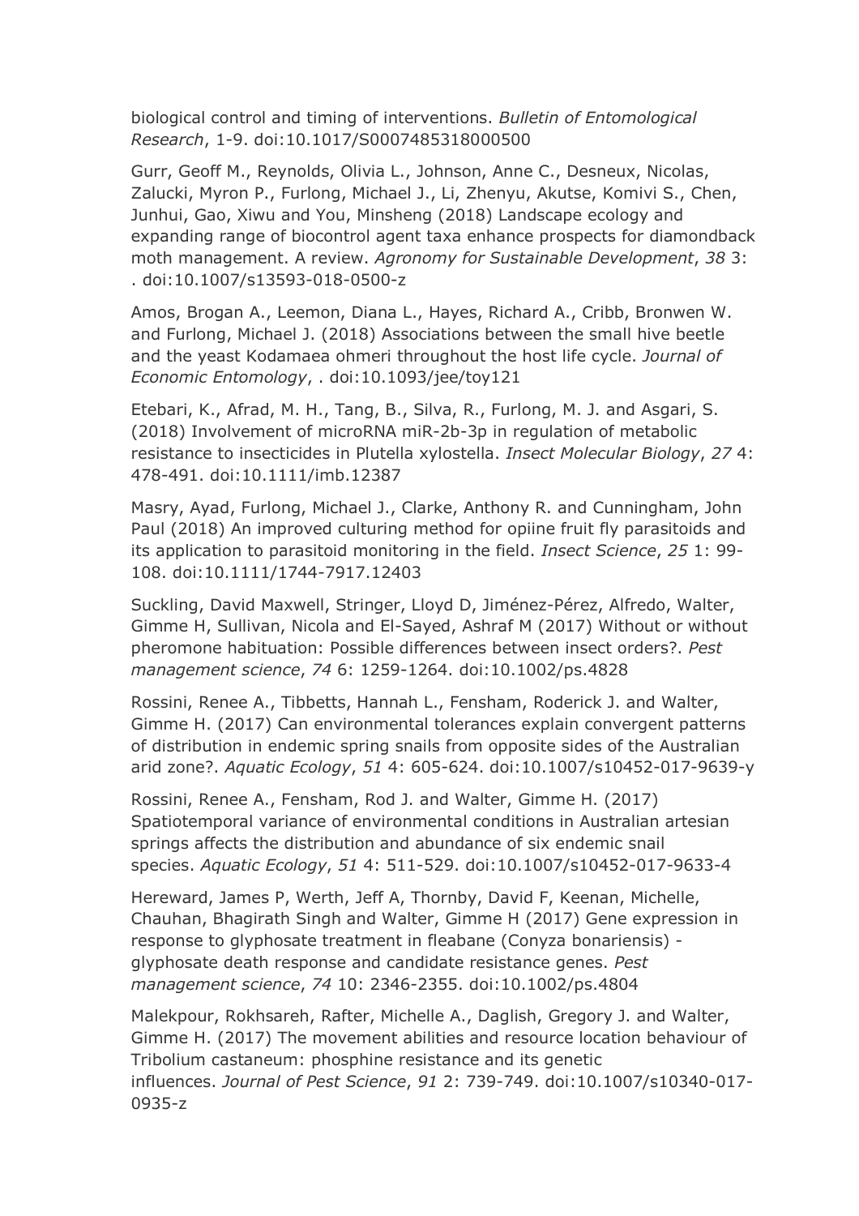biological control and timing of interventions. *Bulletin of Entomological Research*, 1-9. doi:10.1017/S0007485318000500

Gurr, Geoff M., Reynolds, Olivia L., Johnson, Anne C., Desneux, Nicolas, Zalucki, Myron P., Furlong, Michael J., Li, Zhenyu, Akutse, Komivi S., Chen, Junhui, Gao, Xiwu and You, Minsheng (2018) Landscape ecology and expanding range of biocontrol agent taxa enhance prospects for diamondback moth management. A review. *Agronomy for Sustainable Development*, *38* 3: . doi:10.1007/s13593-018-0500-z

Amos, Brogan A., Leemon, Diana L., Hayes, Richard A., Cribb, Bronwen W. and Furlong, Michael J. (2018) Associations between the small hive beetle and the yeast Kodamaea ohmeri throughout the host life cycle. *Journal of Economic Entomology*, . doi:10.1093/jee/toy121

Etebari, K., Afrad, M. H., Tang, B., Silva, R., Furlong, M. J. and Asgari, S. (2018) Involvement of microRNA miR-2b-3p in regulation of metabolic resistance to insecticides in Plutella xylostella. *Insect Molecular Biology*, *27* 4: 478-491. doi:10.1111/imb.12387

Masry, Ayad, Furlong, Michael J., Clarke, Anthony R. and Cunningham, John Paul (2018) An improved culturing method for opiine fruit fly parasitoids and its application to parasitoid monitoring in the field. *Insect Science*, *25* 1: 99-108. doi:10.1111/1744-7917.12403

Suckling, David Maxwell, Stringer, Lloyd D, Jiménez-Pérez, Alfredo, Walter, Gimme H, Sullivan, Nicola and El-Sayed, Ashraf M (2017) Without or without pheromone habituation: Possible differences between insect orders?. *Pest management science*, *74* 6: 1259-1264. doi:10.1002/ps.4828

Rossini, Renee A., Tibbetts, Hannah L., Fensham, Roderick J. and Walter, Gimme H. (2017) Can environmental tolerances explain convergent patterns of distribution in endemic spring snails from opposite sides of the Australian arid zone?. *Aquatic Ecology*, *51* 4: 605-624. doi:10.1007/s10452-017-9639-y

Rossini, Renee A., Fensham, Rod J. and Walter, Gimme H. (2017) Spatiotemporal variance of environmental conditions in Australian artesian springs affects the distribution and abundance of six endemic snail species. *Aquatic Ecology*, *51* 4: 511-529. doi:10.1007/s10452-017-9633-4

Hereward, James P, Werth, Jeff A, Thornby, David F, Keenan, Michelle, Chauhan, Bhagirath Singh and Walter, Gimme H (2017) Gene expression in response to glyphosate treatment in fleabane (Conyza bonariensis) - glyphosate death response and candidate resistance genes. *Pest management science*, *74* 10: 2346-2355. doi:10.1002/ps.4804

Malekpour, Rokhsareh, Rafter, Michelle A., Daglish, Gregory J. and Walter, Gimme H. (2017) The movement abilities and resource location behaviour of Tribolium castaneum: phosphine resistance and its genetic influences. *Journal of Pest Science*, *91* 2: 739-749. doi:10.1007/s10340-017-0935-z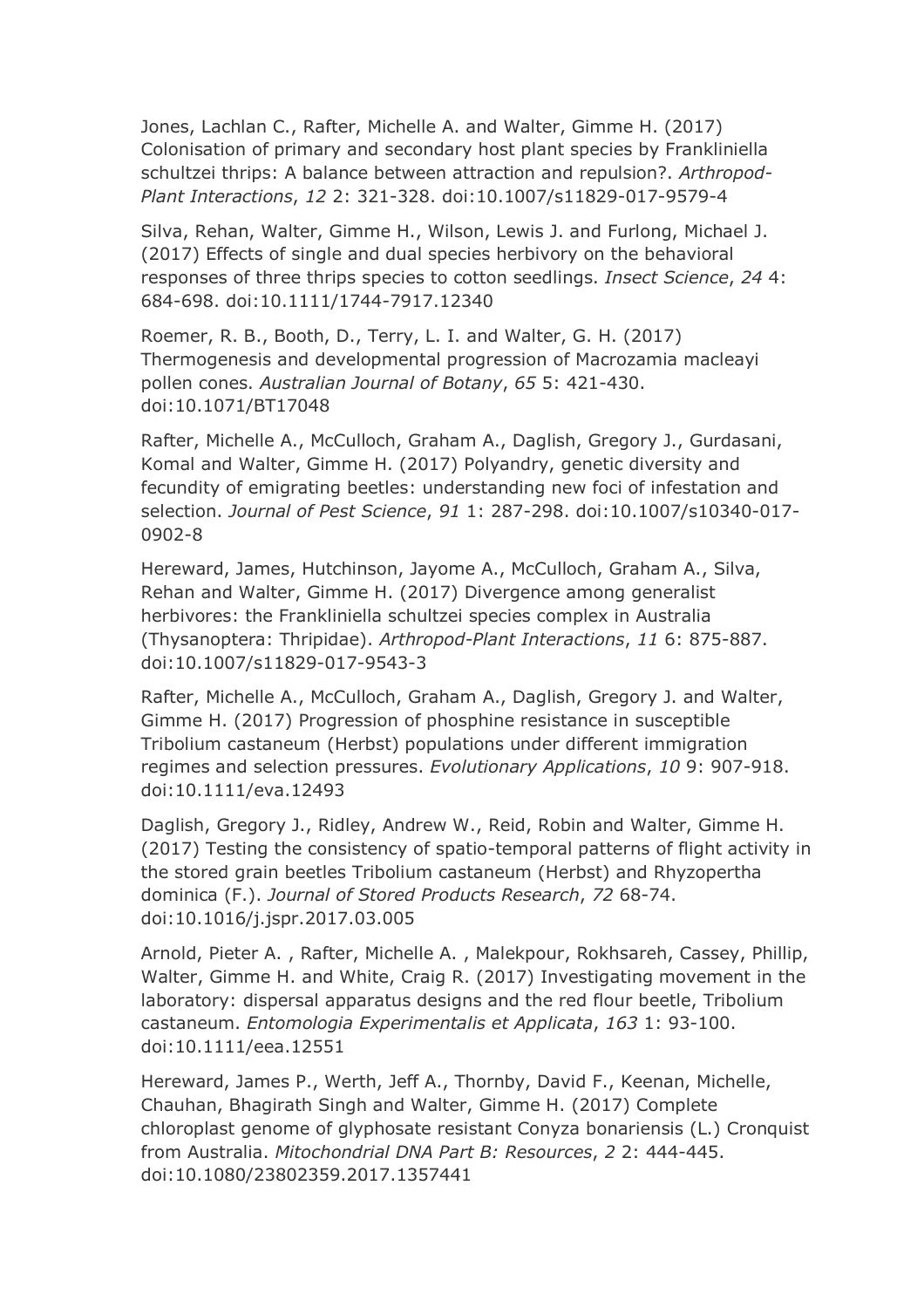Jones, Lachlan C., Rafter, Michelle A. and Walter, Gimme H. (2017) Colonisation of primary and secondary host plant species by Frankliniella schultzei thrips: A balance between attraction and repulsion?. *Arthropod-Plant Interactions*, *12* 2: 321-328. doi:10.1007/s11829-017-9579-4

Silva, Rehan, Walter, Gimme H., Wilson, Lewis J. and Furlong, Michael J. (2017) Effects of single and dual species herbivory on the behavioral responses of three thrips species to cotton seedlings. *Insect Science*, *24* 4: 684-698. doi:10.1111/1744-7917.12340

Roemer, R. B., Booth, D., Terry, L. I. and Walter, G. H. (2017) Thermogenesis and developmental progression of Macrozamia macleayi pollen cones. *Australian Journal of Botany*, *65* 5: 421-430. doi:10.1071/BT17048

Rafter, Michelle A., McCulloch, Graham A., Daglish, Gregory J., Gurdasani, Komal and Walter, Gimme H. (2017) Polyandry, genetic diversity and fecundity of emigrating beetles: understanding new foci of infestation and selection. *Journal of Pest Science*, *91* 1: 287-298. doi:10.1007/s10340-017-0902-8

Hereward, James, Hutchinson, Jayome A., McCulloch, Graham A., Silva, Rehan and Walter, Gimme H. (2017) Divergence among generalist herbivores: the Frankliniella schultzei species complex in Australia (Thysanoptera: Thripidae). *Arthropod-Plant Interactions*, *11* 6: 875-887. doi:10.1007/s11829-017-9543-3

Rafter, Michelle A., McCulloch, Graham A., Daglish, Gregory J. and Walter, Gimme H. (2017) Progression of phosphine resistance in susceptible Tribolium castaneum (Herbst) populations under different immigration regimes and selection pressures. *Evolutionary Applications*, *10* 9: 907-918. doi:10.1111/eva.12493

Daglish, Gregory J., Ridley, Andrew W., Reid, Robin and Walter, Gimme H. (2017) Testing the consistency of spatio-temporal patterns of flight activity in the stored grain beetles Tribolium castaneum (Herbst) and Rhyzopertha dominica (F.). *Journal of Stored Products Research*, *72* 68-74. doi:10.1016/j.jspr.2017.03.005

Arnold, Pieter A. , Rafter, Michelle A. , Malekpour, Rokhsareh, Cassey, Phillip, Walter, Gimme H. and White, Craig R. (2017) Investigating movement in the laboratory: dispersal apparatus designs and the red flour beetle, Tribolium castaneum. *Entomologia Experimentalis et Applicata*, *163* 1: 93-100. doi:10.1111/eea.12551

Hereward, James P., Werth, Jeff A., Thornby, David F., Keenan, Michelle, Chauhan, Bhagirath Singh and Walter, Gimme H. (2017) Complete chloroplast genome of glyphosate resistant Conyza bonariensis (L.) Cronquist from Australia. *Mitochondrial DNA Part B: Resources*, *2* 2: 444-445. doi:10.1080/23802359.2017.1357441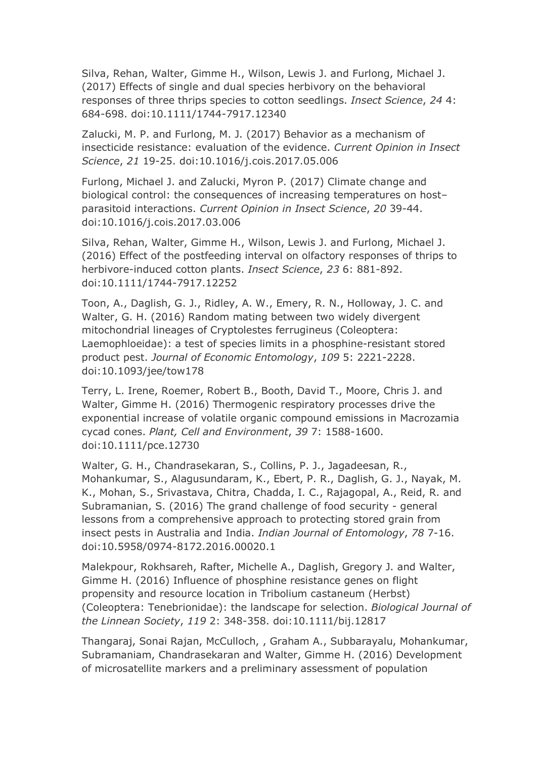Silva, Rehan, Walter, Gimme H., Wilson, Lewis J. and Furlong, Michael J. (2017) Effects of single and dual species herbivory on the behavioral responses of three thrips species to cotton seedlings. *Insect Science*, *24* 4: 684-698. doi:10.1111/1744-7917.12340

Zalucki, M. P. and Furlong, M. J. (2017) Behavior as a mechanism of insecticide resistance: evaluation of the evidence. *Current Opinion in Insect Science*, *21* 19-25. doi:10.1016/j.cois.2017.05.006

Furlong, Michael J. and Zalucki, Myron P. (2017) Climate change and biological control: the consequences of increasing temperatures on host–parasitoid interactions. *Current Opinion in Insect Science*, *20* 39-44. doi:10.1016/j.cois.2017.03.006

Silva, Rehan, Walter, Gimme H., Wilson, Lewis J. and Furlong, Michael J. (2016) Effect of the postfeeding interval on olfactory responses of thrips to herbivore-induced cotton plants. *Insect Science*, *23* 6: 881-892. doi:10.1111/1744-7917.12252

Toon, A., Daglish, G. J., Ridley, A. W., Emery, R. N., Holloway, J. C. and Walter, G. H. (2016) Random mating between two widely divergent mitochondrial lineages of Cryptolestes ferrugineus (Coleoptera: Laemophloeidae): a test of species limits in a phosphine-resistant stored product pest. *Journal of Economic Entomology*, *109* 5: 2221-2228. doi:10.1093/jee/tow178

Terry, L. Irene, Roemer, Robert B., Booth, David T., Moore, Chris J. and Walter, Gimme H. (2016) Thermogenic respiratory processes drive the exponential increase of volatile organic compound emissions in Macrozamia cycad cones. *Plant, Cell and Environment*, *39* 7: 1588-1600. doi:10.1111/pce.12730

Walter, G. H., Chandrasekaran, S., Collins, P. J., Jagadeesan, R., Mohankumar, S., Alagusundaram, K., Ebert, P. R., Daglish, G. J., Nayak, M. K., Mohan, S., Srivastava, Chitra, Chadda, I. C., Rajagopal, A., Reid, R. and Subramanian, S. (2016) The grand challenge of food security - general lessons from a comprehensive approach to protecting stored grain from insect pests in Australia and India. *Indian Journal of Entomology*, *78* 7-16. doi:10.5958/0974-8172.2016.00020.1

Malekpour, Rokhsareh, Rafter, Michelle A., Daglish, Gregory J. and Walter, Gimme H. (2016) Influence of phosphine resistance genes on flight propensity and resource location in Tribolium castaneum (Herbst) (Coleoptera: Tenebrionidae): the landscape for selection. *Biological Journal of the Linnean Society*, *119* 2: 348-358. doi:10.1111/bij.12817

Thangaraj, Sonai Rajan, McCulloch, , Graham A., Subbarayalu, Mohankumar, Subramaniam, Chandrasekaran and Walter, Gimme H. (2016) Development of microsatellite markers and a preliminary assessment of population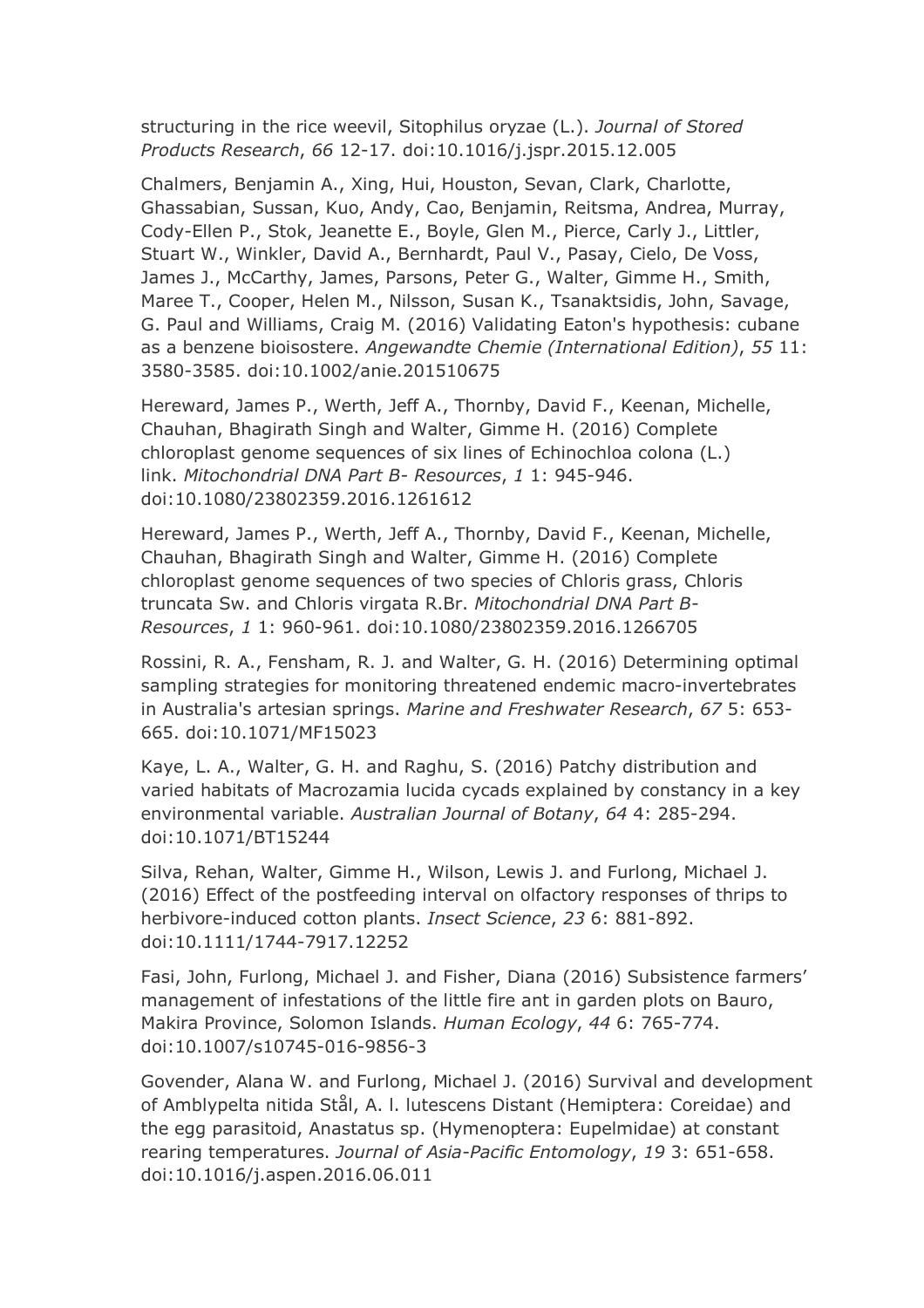structuring in the rice weevil, Sitophilus oryzae (L.). *Journal of Stored Products Research*, *66* 12-17. doi:10.1016/j.jspr.2015.12.005

Chalmers, Benjamin A., Xing, Hui, Houston, Sevan, Clark, Charlotte, Ghassabian, Sussan, Kuo, Andy, Cao, Benjamin, Reitsma, Andrea, Murray, Cody-Ellen P., Stok, Jeanette E., Boyle, Glen M., Pierce, Carly J., Littler, Stuart W., Winkler, David A., Bernhardt, Paul V., Pasay, Cielo, De Voss, James J., McCarthy, James, Parsons, Peter G., Walter, Gimme H., Smith, Maree T., Cooper, Helen M., Nilsson, Susan K., Tsanaktsidis, John, Savage, G. Paul and Williams, Craig M. (2016) Validating Eaton's hypothesis: cubane as a benzene bioisostere. *Angewandte Chemie (International Edition)*, *55* 11: 3580-3585. doi:10.1002/anie.201510675

Hereward, James P., Werth, Jeff A., Thornby, David F., Keenan, Michelle, Chauhan, Bhagirath Singh and Walter, Gimme H. (2016) Complete chloroplast genome sequences of six lines of Echinochloa colona (L.) link. *Mitochondrial DNA Part B- Resources*, *1* 1: 945-946. doi:10.1080/23802359.2016.1261612

Hereward, James P., Werth, Jeff A., Thornby, David F., Keenan, Michelle, Chauhan, Bhagirath Singh and Walter, Gimme H. (2016) Complete chloroplast genome sequences of two species of Chloris grass, Chloris truncata Sw. and Chloris virgata R.Br. *Mitochondrial DNA Part B- Resources*, *1* 1: 960-961. doi:10.1080/23802359.2016.1266705

Rossini, R. A., Fensham, R. J. and Walter, G. H. (2016) Determining optimal sampling strategies for monitoring threatened endemic macro-invertebrates in Australia's artesian springs. *Marine and Freshwater Research*, *67* 5: 653-665. doi:10.1071/MF15023

Kaye, L. A., Walter, G. H. and Raghu, S. (2016) Patchy distribution and varied habitats of Macrozamia lucida cycads explained by constancy in a key environmental variable. *Australian Journal of Botany*, *64* 4: 285-294. doi:10.1071/BT15244

Silva, Rehan, Walter, Gimme H., Wilson, Lewis J. and Furlong, Michael J. (2016) Effect of the postfeeding interval on olfactory responses of thrips to herbivore-induced cotton plants. *Insect Science*, *23* 6: 881-892. doi:10.1111/1744-7917.12252

Fasi, John, Furlong, Michael J. and Fisher, Diana (2016) Subsistence farmers' management of infestations of the little fire ant in garden plots on Bauro, Makira Province, Solomon Islands. *Human Ecology*, *44* 6: 765-774. doi:10.1007/s10745-016-9856-3

Govender, Alana W. and Furlong, Michael J. (2016) Survival and development of Amblypelta nitida Stål, A. l. lutescens Distant (Hemiptera: Coreidae) and the egg parasitoid, Anastatus sp. (Hymenoptera: Eupelmidae) at constant rearing temperatures. *Journal of Asia-Pacific Entomology*, *19* 3: 651-658. doi:10.1016/j.aspen.2016.06.011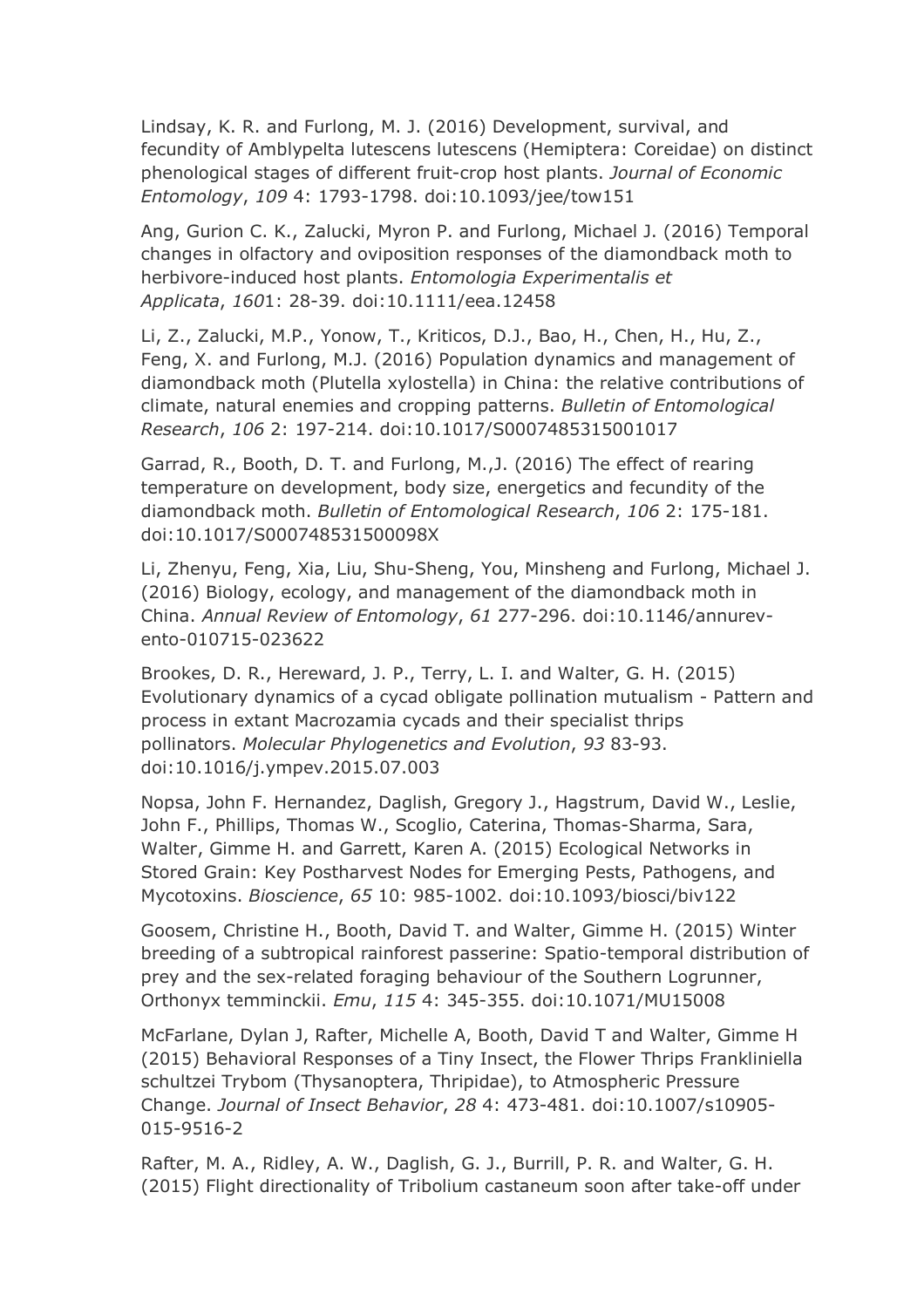Lindsay, K. R. and Furlong, M. J. (2016) Development, survival, and fecundity of Amblypelta lutescens lutescens (Hemiptera: Coreidae) on distinct phenological stages of different fruit-crop host plants. *Journal of Economic Entomology*, *109* 4: 1793-1798. doi:10.1093/jee/tow151

Ang, Gurion C. K., Zalucki, Myron P. and Furlong, Michael J. (2016) Temporal changes in olfactory and oviposition responses of the diamondback moth to herbivore-induced host plants. *Entomologia Experimentalis et Applicata*, *160*1: 28-39. doi:10.1111/eea.12458

Li, Z., Zalucki, M.P., Yonow, T., Kriticos, D.J., Bao, H., Chen, H., Hu, Z., Feng, X. and Furlong, M.J. (2016) Population dynamics and management of diamondback moth (Plutella xylostella) in China: the relative contributions of climate, natural enemies and cropping patterns. *Bulletin of Entomological Research*, *106* 2: 197-214. doi:10.1017/S0007485315001017

Garrad, R., Booth, D. T. and Furlong, M.,J. (2016) The effect of rearing temperature on development, body size, energetics and fecundity of the diamondback moth. *Bulletin of Entomological Research*, *106* 2: 175-181. doi:10.1017/S000748531500098X

Li, Zhenyu, Feng, Xia, Liu, Shu-Sheng, You, Minsheng and Furlong, Michael J. (2016) Biology, ecology, and management of the diamondback moth in China. *Annual Review of Entomology*, *61* 277-296. doi:10.1146/annurev-ento-010715-023622

Brookes, D. R., Hereward, J. P., Terry, L. I. and Walter, G. H. (2015) Evolutionary dynamics of a cycad obligate pollination mutualism - Pattern and process in extant Macrozamia cycads and their specialist thrips pollinators. *Molecular Phylogenetics and Evolution*, *93* 83-93. doi:10.1016/j.ympev.2015.07.003

Nopsa, John F. Hernandez, Daglish, Gregory J., Hagstrum, David W., Leslie, John F., Phillips, Thomas W., Scoglio, Caterina, Thomas-Sharma, Sara, Walter, Gimme H. and Garrett, Karen A. (2015) Ecological Networks in Stored Grain: Key Postharvest Nodes for Emerging Pests, Pathogens, and Mycotoxins. *Bioscience*, *65* 10: 985-1002. doi:10.1093/biosci/biv122

Goosem, Christine H., Booth, David T. and Walter, Gimme H. (2015) Winter breeding of a subtropical rainforest passerine: Spatio-temporal distribution of prey and the sex-related foraging behaviour of the Southern Logrunner, Orthonyx temminckii. *Emu*, *115* 4: 345-355. doi:10.1071/MU15008

McFarlane, Dylan J, Rafter, Michelle A, Booth, David T and Walter, Gimme H (2015) Behavioral Responses of a Tiny Insect, the Flower Thrips Frankliniella schultzei Trybom (Thysanoptera, Thripidae), to Atmospheric Pressure Change. *Journal of Insect Behavior*, *28* 4: 473-481. doi:10.1007/s10905-015-9516-2

Rafter, M. A., Ridley, A. W., Daglish, G. J., Burrill, P. R. and Walter, G. H. (2015) Flight directionality of Tribolium castaneum soon after take-off under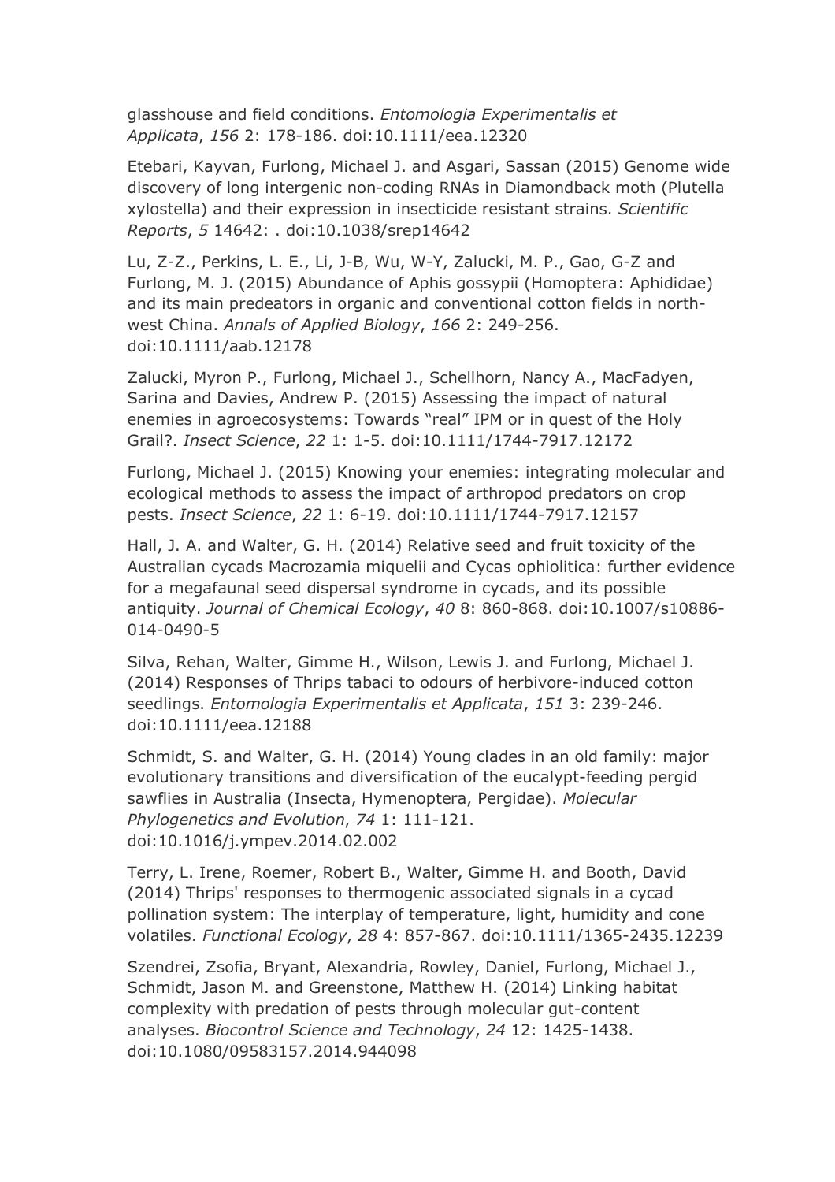glasshouse and field conditions. *Entomologia Experimentalis et Applicata*, *156* 2: 178-186. doi:10.1111/eea.12320

Etebari, Kayvan, Furlong, Michael J. and Asgari, Sassan (2015) Genome wide discovery of long intergenic non-coding RNAs in Diamondback moth (Plutella xylostella) and their expression in insecticide resistant strains. *Scientific Reports*, *5* 14642: . doi:10.1038/srep14642

Lu, Z-Z., Perkins, L. E., Li, J-B, Wu, W-Y, Zalucki, M. P., Gao, G-Z and Furlong, M. J. (2015) Abundance of Aphis gossypii (Homoptera: Aphididae) and its main predators in organic and conventional cotton fields in north-west China. *Annals of Applied Biology*, *166* 2: 249-256. doi:10.1111/aab.12178

Zalucki, Myron P., Furlong, Michael J., Schellhorn, Nancy A., MacFadyen, Sarina and Davies, Andrew P. (2015) Assessing the impact of natural enemies in agroecosystems: Towards "real" IPM or in quest of the Holy Grail?. *Insect Science*, *22* 1: 1-5. doi:10.1111/1744-7917.12172

Furlong, Michael J. (2015) Knowing your enemies: integrating molecular and ecological methods to assess the impact of arthropod predators on crop pests. *Insect Science*, *22* 1: 6-19. doi:10.1111/1744-7917.12157

Hall, J. A. and Walter, G. H. (2014) Relative seed and fruit toxicity of the Australian cycads Macrozamia miquelii and Cycas ophiolitica: further evidence for a megafaunal seed dispersal syndrome in cycads, and its possible antiquity. *Journal of Chemical Ecology*, *40* 8: 860-868. doi:10.1007/s10886-014-0490-5

Silva, Rehan, Walter, Gimme H., Wilson, Lewis J. and Furlong, Michael J. (2014) Responses of Thrips tabaci to odours of herbivore-induced cotton seedlings. *Entomologia Experimentalis et Applicata*, *151* 3: 239-246. doi:10.1111/eea.12188

Schmidt, S. and Walter, G. H. (2014) Young clades in an old family: major evolutionary transitions and diversification of the eucalypt-feeding pergid sawflies in Australia (Insecta, Hymenoptera, Pergidae). *Molecular Phylogenetics and Evolution*, *74* 1: 111-121. doi:10.1016/j.ympev.2014.02.002

Terry, L. Irene, Roemer, Robert B., Walter, Gimme H. and Booth, David (2014) Thrips' responses to thermogenic associated signals in a cycad pollination system: The interplay of temperature, light, humidity and cone volatiles. *Functional Ecology*, *28* 4: 857-867. doi:10.1111/1365-2435.12239

Szendrei, Zsofia, Bryant, Alexandria, Rowley, Daniel, Furlong, Michael J., Schmidt, Jason M. and Greenstone, Matthew H. (2014) Linking habitat complexity with predation of pests through molecular gut-content analyses. *Biocontrol Science and Technology*, *24* 12: 1425-1438. doi:10.1080/09583157.2014.944098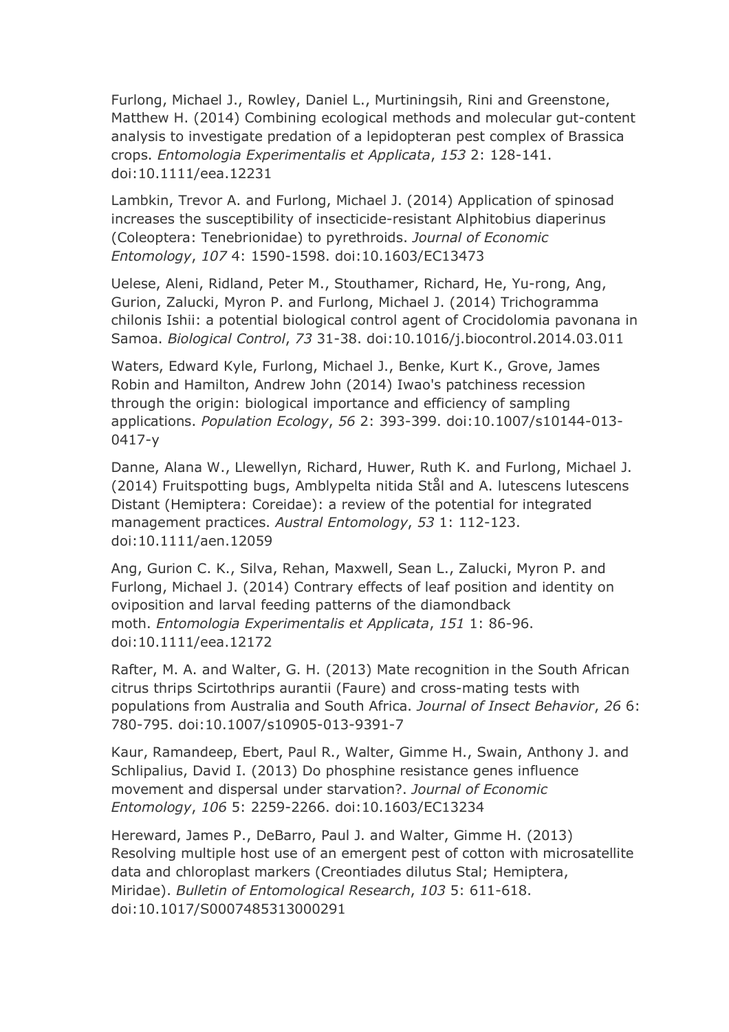Furlong, Michael J., Rowley, Daniel L., Murtiningsih, Rini and Greenstone, Matthew H. (2014) Combining ecological methods and molecular gut-content analysis to investigate predation of a lepidopteran pest complex of Brassica crops. *Entomologia Experimentalis et Applicata*, *153* 2: 128-141. doi:10.1111/eea.12231

Lambkin, Trevor A. and Furlong, Michael J. (2014) Application of spinosad increases the susceptibility of insecticide-resistant Alphitobius diaperinus (Coleoptera: Tenebrionidae) to pyrethroids. *Journal of Economic Entomology*, *107* 4: 1590-1598. doi:10.1603/EC13473

Uelese, Aleni, Ridland, Peter M., Stouthamer, Richard, He, Yu-rong, Ang, Gurion, Zalucki, Myron P. and Furlong, Michael J. (2014) Trichogramma chilonis Ishii: a potential biological control agent of Crocidolomia pavonana in Samoa. *Biological Control*, *73* 31-38. doi:10.1016/j.biocontrol.2014.03.011

Waters, Edward Kyle, Furlong, Michael J., Benke, Kurt K., Grove, James Robin and Hamilton, Andrew John (2014) Iwao's patchiness recession through the origin: biological importance and efficiency of sampling applications. *Population Ecology*, *56* 2: 393-399. doi:10.1007/s10144-013-0417-y

Danne, Alana W., Llewellyn, Richard, Huwer, Ruth K. and Furlong, Michael J. (2014) Fruitspotting bugs, Amblypelta nitida Stål and A. lutescens lutescens Distant (Hemiptera: Coreidae): a review of the potential for integrated management practices. *Austral Entomology*, *53* 1: 112-123. doi:10.1111/aen.12059

Ang, Gurion C. K., Silva, Rehan, Maxwell, Sean L., Zalucki, Myron P. and Furlong, Michael J. (2014) Contrary effects of leaf position and identity on oviposition and larval feeding patterns of the diamondback moth. *Entomologia Experimentalis et Applicata*, *151* 1: 86-96. doi:10.1111/eea.12172

Rafter, M. A. and Walter, G. H. (2013) Mate recognition in the South African citrus thrips Scirtothrips aurantii (Faure) and cross-mating tests with populations from Australia and South Africa. *Journal of Insect Behavior*, *26* 6: 780-795. doi:10.1007/s10905-013-9391-7

Kaur, Ramandeep, Ebert, Paul R., Walter, Gimme H., Swain, Anthony J. and Schlipalius, David I. (2013) Do phosphine resistance genes influence movement and dispersal under starvation?. *Journal of Economic Entomology*, *106* 5: 2259-2266. doi:10.1603/EC13234

Hereward, James P., DeBarro, Paul J. and Walter, Gimme H. (2013) Resolving multiple host use of an emergent pest of cotton with microsatellite data and chloroplast markers (Creontiades dilutus Stal; Hemiptera, Miridae). *Bulletin of Entomological Research*, *103* 5: 611-618. doi:10.1017/S0007485313000291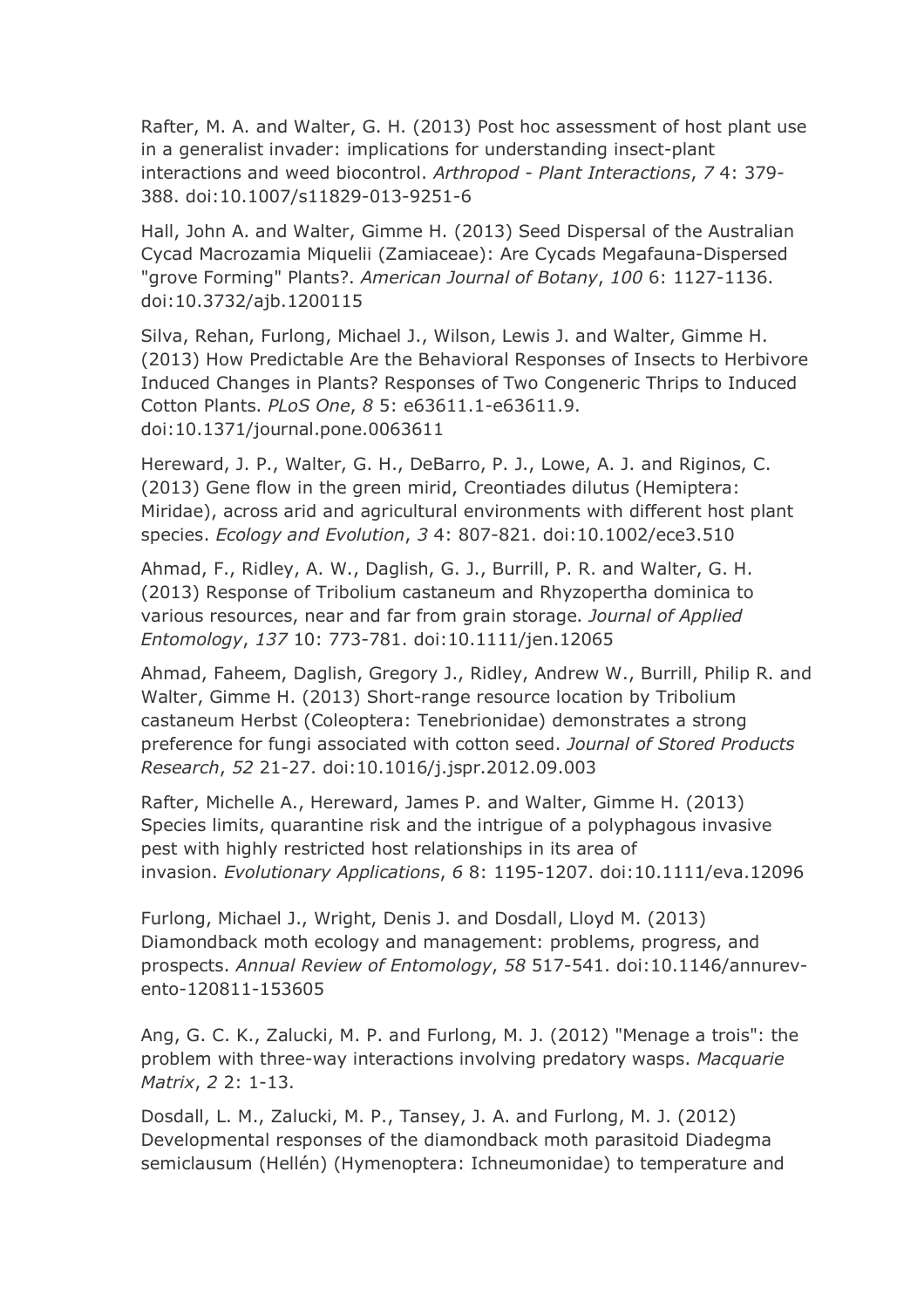Rafter, M. A. and Walter, G. H. (2013) Post hoc assessment of host plant use in a generalist invader: implications for understanding insect-plant interactions and weed biocontrol. *Arthropod - Plant Interactions*, *7* 4: 379-388. doi:10.1007/s11829-013-9251-6

Hall, John A. and Walter, Gimme H. (2013) Seed Dispersal of the Australian Cycad Macrozamia Miquelii (Zamiaceae): Are Cycads Megafauna-Dispersed "grove Forming" Plants?. *American Journal of Botany*, *100* 6: 1127-1136. doi:10.3732/ajb.1200115

Silva, Rehan, Furlong, Michael J., Wilson, Lewis J. and Walter, Gimme H. (2013) How Predictable Are the Behavioral Responses of Insects to Herbivore Induced Changes in Plants? Responses of Two Congeneric Thrips to Induced Cotton Plants. *PLoS One*, *8* 5: e63611.1-e63611.9. doi:10.1371/journal.pone.0063611

Hereward, J. P., Walter, G. H., DeBarro, P. J., Lowe, A. J. and Riginos, C. (2013) Gene flow in the green mirid, Creontiades dilutus (Hemiptera: Miridae), across arid and agricultural environments with different host plant species. *Ecology and Evolution*, *3* 4: 807-821. doi:10.1002/ece3.510

Ahmad, F., Ridley, A. W., Daglish, G. J., Burrill, P. R. and Walter, G. H. (2013) Response of Tribolium castaneum and Rhyzopertha dominica to various resources, near and far from grain storage. *Journal of Applied Entomology*, *137* 10: 773-781. doi:10.1111/jen.12065

Ahmad, Faheem, Daglish, Gregory J., Ridley, Andrew W., Burrill, Philip R. and Walter, Gimme H. (2013) Short-range resource location by Tribolium castaneum Herbst (Coleoptera: Tenebrionidae) demonstrates a strong preference for fungi associated with cotton seed. *Journal of Stored Products Research*, *52* 21-27. doi:10.1016/j.jspr.2012.09.003

Rafter, Michelle A., Hereward, James P. and Walter, Gimme H. (2013) Species limits, quarantine risk and the intrigue of a polyphagous invasive pest with highly restricted host relationships in its area of invasion. *Evolutionary Applications*, *6* 8: 1195-1207. doi:10.1111/eva.12096

Furlong, Michael J., Wright, Denis J. and Dosdall, Lloyd M. (2013) Diamondback moth ecology and management: problems, progress, and prospects. *Annual Review of Entomology*, *58* 517-541. doi:10.1146/annurev-ento-120811-153605

Ang, G. C. K., Zalucki, M. P. and Furlong, M. J. (2012) "Menage a trois": the problem with three-way interactions involving predatory wasps. *Macquarie Matrix*, *2* 2: 1-13.

Dosdall, L. M., Zalucki, M. P., Tansey, J. A. and Furlong, M. J. (2012) Developmental responses of the diamondback moth parasitoid Diadegma semiclausum (Hellén) (Hymenoptera: Ichneumonidae) to temperature and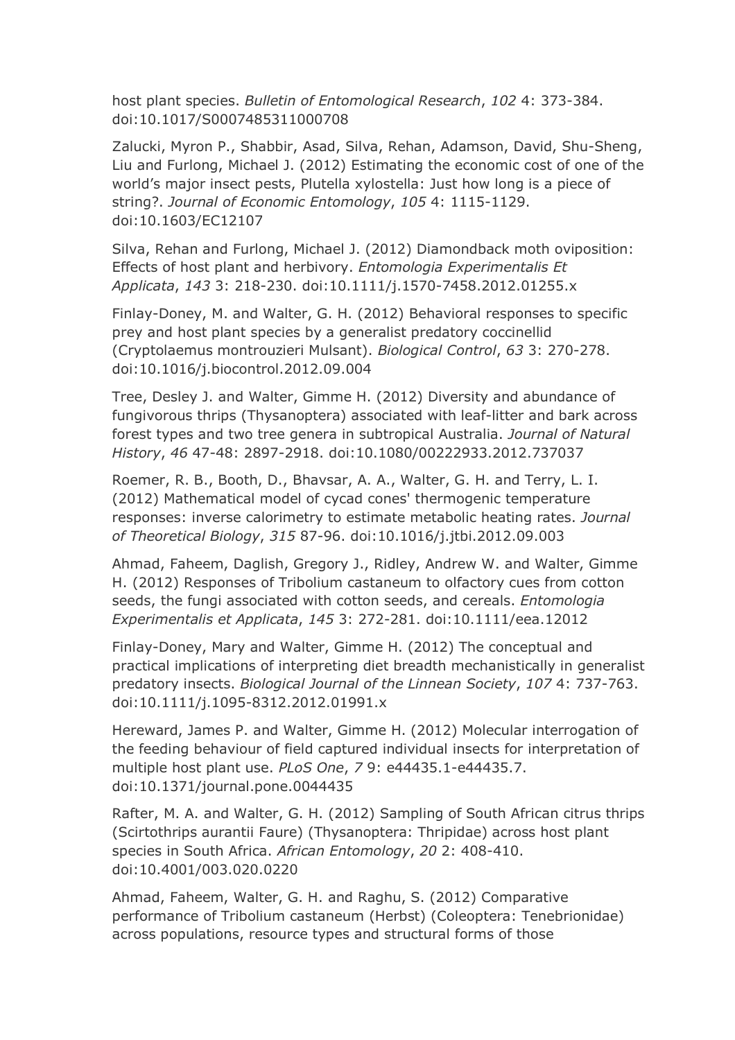host plant species. *Bulletin of Entomological Research*, *102* 4: 373-384. doi:10.1017/S0007485311000708

Zalucki, Myron P., Shabbir, Asad, Silva, Rehan, Adamson, David, Shu-Sheng, Liu and Furlong, Michael J. (2012) Estimating the economic cost of one of the world's major insect pests, Plutella xylostella: Just how long is a piece of string?. *Journal of Economic Entomology*, *105* 4: 1115-1129. doi:10.1603/EC12107

Silva, Rehan and Furlong, Michael J. (2012) Diamondback moth oviposition: Effects of host plant and herbivory. *Entomologia Experimentalis Et Applicata*, *143* 3: 218-230. doi:10.1111/j.1570-7458.2012.01255.x

Finlay-Doney, M. and Walter, G. H. (2012) Behavioral responses to specific prey and host plant species by a generalist predatory coccinellid (Cryptolaemus montrouzieri Mulsant). *Biological Control*, *63* 3: 270-278. doi:10.1016/j.biocontrol.2012.09.004

Tree, Desley J. and Walter, Gimme H. (2012) Diversity and abundance of fungivorous thrips (Thysanoptera) associated with leaf-litter and bark across forest types and two tree genera in subtropical Australia. *Journal of Natural History*, *46* 47-48: 2897-2918. doi:10.1080/00222933.2012.737037

Roemer, R. B., Booth, D., Bhavsar, A. A., Walter, G. H. and Terry, L. I. (2012) Mathematical model of cycad cones' thermogenic temperature responses: inverse calorimetry to estimate metabolic heating rates. *Journal of Theoretical Biology*, *315* 87-96. doi:10.1016/j.jtbi.2012.09.003

Ahmad, Faheem, Daglish, Gregory J., Ridley, Andrew W. and Walter, Gimme H. (2012) Responses of Tribolium castaneum to olfactory cues from cotton seeds, the fungi associated with cotton seeds, and cereals. *Entomologia Experimentalis et Applicata*, *145* 3: 272-281. doi:10.1111/eea.12012

Finlay-Doney, Mary and Walter, Gimme H. (2012) The conceptual and practical implications of interpreting diet breadth mechanistically in generalist predatory insects. *Biological Journal of the Linnean Society*, *107* 4: 737-763. doi:10.1111/j.1095-8312.2012.01991.x

Hereward, James P. and Walter, Gimme H. (2012) Molecular interrogation of the feeding behaviour of field captured individual insects for interpretation of multiple host plant use. *PLoS One*, *7* 9: e44435.1-e44435.7. doi:10.1371/journal.pone.0044435

Rafter, M. A. and Walter, G. H. (2012) Sampling of South African citrus thrips (Scirtothrips aurantii Faure) (Thysanoptera: Thripidae) across host plant species in South Africa. *African Entomology*, *20* 2: 408-410. doi:10.4001/003.020.0220

Ahmad, Faheem, Walter, G. H. and Raghu, S. (2012) Comparative performance of Tribolium castaneum (Herbst) (Coleoptera: Tenebrionidae) across populations, resource types and structural forms of those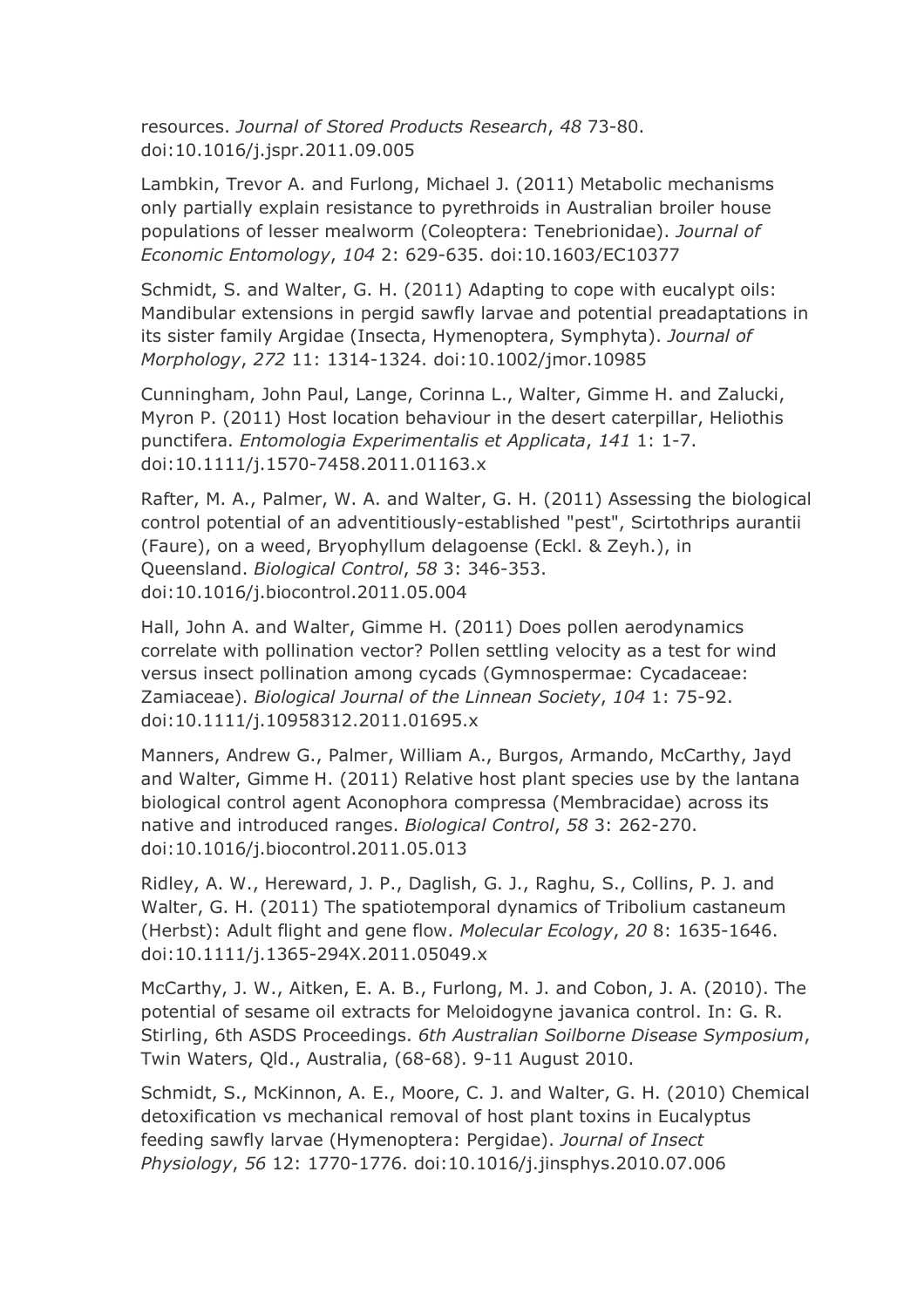resources. *Journal of Stored Products Research*, *48* 73-80. doi:10.1016/j.jspr.2011.09.005

Lambkin, Trevor A. and Furlong, Michael J. (2011) Metabolic mechanisms only partially explain resistance to pyrethroids in Australian broiler house populations of lesser mealworm (Coleoptera: Tenebrionidae). *Journal of Economic Entomology*, *104* 2: 629-635. doi:10.1603/EC10377

Schmidt, S. and Walter, G. H. (2011) Adapting to cope with eucalypt oils: Mandibular extensions in pergid sawfly larvae and potential preadaptations in its sister family Argidae (Insecta, Hymenoptera, Symphyta). *Journal of Morphology*, *272* 11: 1314-1324. doi:10.1002/jmor.10985

Cunningham, John Paul, Lange, Corinna L., Walter, Gimme H. and Zalucki, Myron P. (2011) Host location behaviour in the desert caterpillar, Heliothis punctifera. *Entomologia Experimentalis et Applicata*, *141* 1: 1-7. doi:10.1111/j.1570-7458.2011.01163.x

Rafter, M. A., Palmer, W. A. and Walter, G. H. (2011) Assessing the biological control potential of an adventitiously-established "pest", Scirtothrips aurantii (Faure), on a weed, Bryophyllum delagoense (Eckl. & Zeyh.), in Queensland. *Biological Control*, *58* 3: 346-353. doi:10.1016/j.biocontrol.2011.05.004

Hall, John A. and Walter, Gimme H. (2011) Does pollen aerodynamics correlate with pollination vector? Pollen settling velocity as a test for wind versus insect pollination among cycads (Gymnospermae: Cycadaceae: Zamiaceae). *Biological Journal of the Linnean Society*, *104* 1: 75-92. doi:10.1111/j.10958312.2011.01695.x

Manners, Andrew G., Palmer, William A., Burgos, Armando, McCarthy, Jayd and Walter, Gimme H. (2011) Relative host plant species use by the lantana biological control agent Aconophora compressa (Membracidae) across its native and introduced ranges. *Biological Control*, *58* 3: 262-270. doi:10.1016/j.biocontrol.2011.05.013

Ridley, A. W., Hereward, J. P., Daglish, G. J., Raghu, S., Collins, P. J. and Walter, G. H. (2011) The spatiotemporal dynamics of Tribolium castaneum (Herbst): Adult flight and gene flow. *Molecular Ecology*, *20* 8: 1635-1646. doi:10.1111/j.1365-294X.2011.05049.x

McCarthy, J. W., Aitken, E. A. B., Furlong, M. J. and Cobon, J. A. (2010). The potential of sesame oil extracts for Meloidogyne javanica control. In: G. R. Stirling, 6th ASDS Proceedings. *6th Australian Soilborne Disease Symposium*, Twin Waters, Qld., Australia, (68-68). 9-11 August 2010.

Schmidt, S., McKinnon, A. E., Moore, C. J. and Walter, G. H. (2010) Chemical detoxification vs mechanical removal of host plant toxins in Eucalyptus feeding sawfly larvae (Hymenoptera: Pergidae). *Journal of Insect Physiology*, *56* 12: 1770-1776. doi:10.1016/j.jinsphys.2010.07.006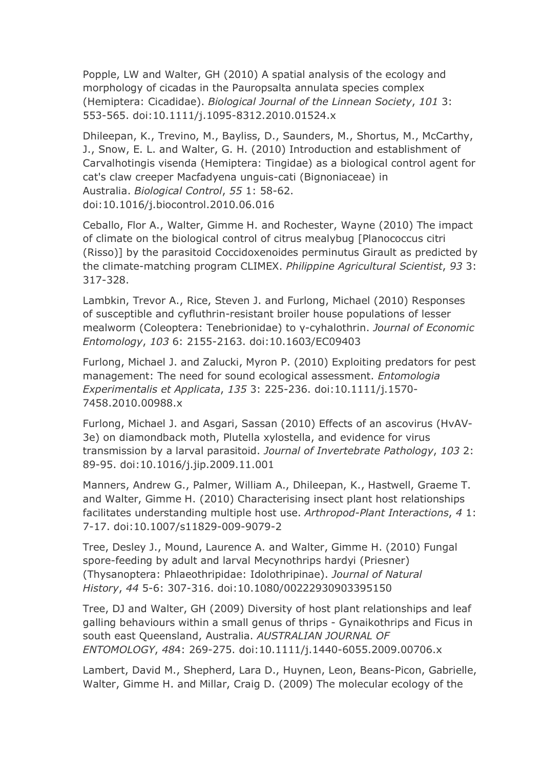Popple, LW and Walter, GH (2010) A spatial analysis of the ecology and morphology of cicadas in the Pauropsalta annulata species complex (Hemiptera: Cicadidae). *Biological Journal of the Linnean Society*, *101* 3: 553-565. doi:10.1111/j.1095-8312.2010.01524.x

Dhileepan, K., Trevino, M., Bayliss, D., Saunders, M., Shortus, M., McCarthy, J., Snow, E. L. and Walter, G. H. (2010) Introduction and establishment of Carvalhotingis visenda (Hemiptera: Tingidae) as a biological control agent for cat's claw creeper Macfadyena unguis-cati (Bignoniaceae) in Australia. *Biological Control*, *55* 1: 58-62. doi:10.1016/j.biocontrol.2010.06.016

Ceballo, Flor A., Walter, Gimme H. and Rochester, Wayne (2010) The impact of climate on the biological control of citrus mealybug [Planococcus citri (Risso)] by the parasitoid Coccidoxenoides perminutus Girault as predicted by the climate-matching program CLIMEX. *Philippine Agricultural Scientist*, *93* 3: 317-328.

Lambkin, Trevor A., Rice, Steven J. and Furlong, Michael (2010) Responses of susceptible and cyfluthrin-resistant broiler house populations of lesser mealworm (Coleoptera: Tenebrionidae) to γ-cyhalothrin. *Journal of Economic Entomology*, *103* 6: 2155-2163. doi:10.1603/EC09403

Furlong, Michael J. and Zalucki, Myron P. (2010) Exploiting predators for pest management: The need for sound ecological assessment. *Entomologia Experimentalis et Applicata*, *135* 3: 225-236. doi:10.1111/j.1570-7458.2010.00988.x

Furlong, Michael J. and Asgari, Sassan (2010) Effects of an ascovirus (HvAV-3e) on diamondback moth, Plutella xylostella, and evidence for virus transmission by a larval parasitoid. *Journal of Invertebrate Pathology*, *103* 2: 89-95. doi:10.1016/j.jip.2009.11.001

Manners, Andrew G., Palmer, William A., Dhileepan, K., Hastwell, Graeme T. and Walter, Gimme H. (2010) Characterising insect plant host relationships facilitates understanding multiple host use. *Arthropod-Plant Interactions*, *4* 1: 7-17. doi:10.1007/s11829-009-9079-2

Tree, Desley J., Mound, Laurence A. and Walter, Gimme H. (2010) Fungal spore-feeding by adult and larval Mecynothrips hardyi (Priesner) (Thysanoptera: Phlaeothripidae: Idolothripinae). *Journal of Natural History*, *44* 5-6: 307-316. doi:10.1080/00222930903395150

Tree, DJ and Walter, GH (2009) Diversity of host plant relationships and leaf galling behaviours within a small genus of thrips - Gynaikothrips and Ficus in south east Queensland, Australia. *AUSTRALIAN JOURNAL OF ENTOMOLOGY*, *48*4: 269-275. doi:10.1111/j.1440-6055.2009.00706.x

Lambert, David M., Shepherd, Lara D., Huynen, Leon, Beans-Picon, Gabrielle, Walter, Gimme H. and Millar, Craig D. (2009) The molecular ecology of the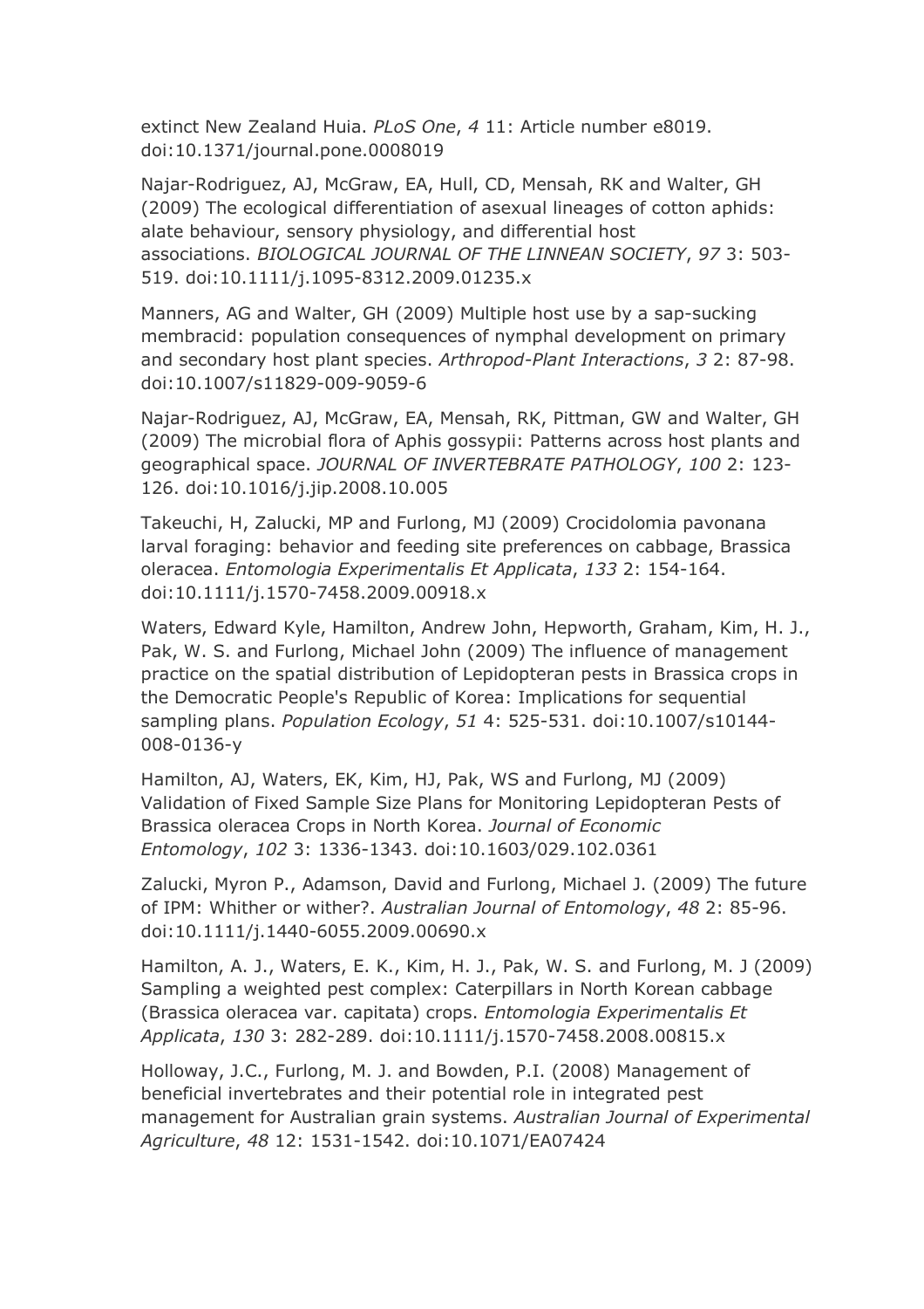extinct New Zealand Huia. *PLoS One*, *4* 11: Article number e8019. doi:10.1371/journal.pone.0008019

Najar-Rodriguez, AJ, McGraw, EA, Hull, CD, Mensah, RK and Walter, GH (2009) The ecological differentiation of asexual lineages of cotton aphids: alate behaviour, sensory physiology, and differential host associations. *BIOLOGICAL JOURNAL OF THE LINNEAN SOCIETY*, *97* 3: 503-519. doi:10.1111/j.1095-8312.2009.01235.x

Manners, AG and Walter, GH (2009) Multiple host use by a sap-sucking membracid: population consequences of nymphal development on primary and secondary host plant species. *Arthropod-Plant Interactions*, *3* 2: 87-98. doi:10.1007/s11829-009-9059-6

Najar-Rodriguez, AJ, McGraw, EA, Mensah, RK, Pittman, GW and Walter, GH (2009) The microbial flora of Aphis gossypii: Patterns across host plants and geographical space. *JOURNAL OF INVERTEBRATE PATHOLOGY*, *100* 2: 123-126. doi:10.1016/j.jip.2008.10.005

Takeuchi, H, Zalucki, MP and Furlong, MJ (2009) Crocidolomia pavonana larval foraging: behavior and feeding site preferences on cabbage, Brassica oleracea. *Entomologia Experimentalis Et Applicata*, *133* 2: 154-164. doi:10.1111/j.1570-7458.2009.00918.x

Waters, Edward Kyle, Hamilton, Andrew John, Hepworth, Graham, Kim, H. J., Pak, W. S. and Furlong, Michael John (2009) The influence of management practice on the spatial distribution of Lepidopteran pests in Brassica crops in the Democratic People's Republic of Korea: Implications for sequential sampling plans. *Population Ecology*, *51* 4: 525-531. doi:10.1007/s10144-008-0136-y

Hamilton, AJ, Waters, EK, Kim, HJ, Pak, WS and Furlong, MJ (2009) Validation of Fixed Sample Size Plans for Monitoring Lepidopteran Pests of Brassica oleracea Crops in North Korea. *Journal of Economic Entomology*, *102* 3: 1336-1343. doi:10.1603/029.102.0361

Zalucki, Myron P., Adamson, David and Furlong, Michael J. (2009) The future of IPM: Whither or wither?. *Australian Journal of Entomology*, *48* 2: 85-96. doi:10.1111/j.1440-6055.2009.00690.x

Hamilton, A. J., Waters, E. K., Kim, H. J., Pak, W. S. and Furlong, M. J (2009) Sampling a weighted pest complex: Caterpillars in North Korean cabbage (Brassica oleracea var. capitata) crops. *Entomologia Experimentalis Et Applicata*, *130* 3: 282-289. doi:10.1111/j.1570-7458.2008.00815.x

Holloway, J.C., Furlong, M. J. and Bowden, P.I. (2008) Management of beneficial invertebrates and their potential role in integrated pest management for Australian grain systems. *Australian Journal of Experimental Agriculture*, *48* 12: 1531-1542. doi:10.1071/EA07424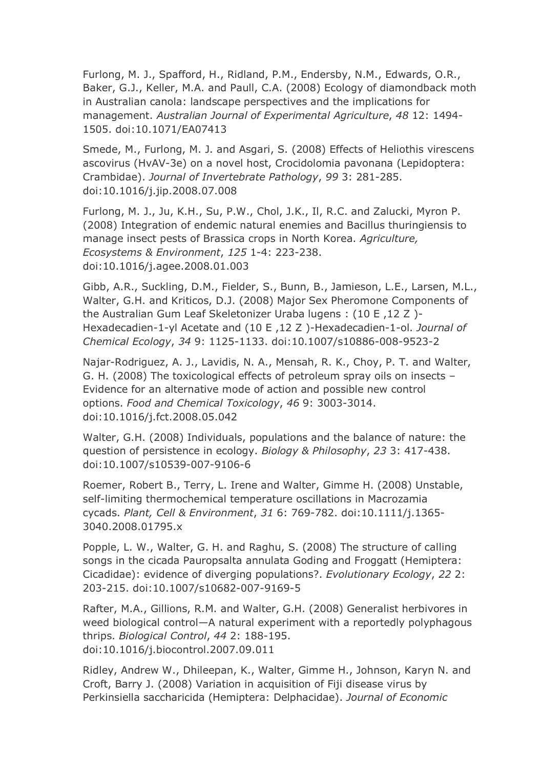Furlong, M. J., Spafford, H., Ridland, P.M., Endersby, N.M., Edwards, O.R., Baker, G.J., Keller, M.A. and Paull, C.A. (2008) Ecology of diamondback moth in Australian canola: landscape perspectives and the implications for management. *Australian Journal of Experimental Agriculture*, *48* 12: 1494-1505. doi:10.1071/EA07413

Smede, M., Furlong, M. J. and Asgari, S. (2008) Effects of Heliothis virescens ascovirus (HvAV-3e) on a novel host, Crocidolomia pavonana (Lepidoptera: Crambidae). *Journal of Invertebrate Pathology*, *99* 3: 281-285. doi:10.1016/j.jip.2008.07.008

Furlong, M. J., Ju, K.H., Su, P.W., Chol, J.K., Il, R.C. and Zalucki, Myron P. (2008) Integration of endemic natural enemies and Bacillus thuringiensis to manage insect pests of Brassica crops in North Korea. *Agriculture, Ecosystems & Environment*, *125* 1-4: 223-238. doi:10.1016/j.agee.2008.01.003

Gibb, A.R., Suckling, D.M., Fielder, S., Bunn, B., Jamieson, L.E., Larsen, M.L., Walter, G.H. and Kriticos, D.J. (2008) Major Sex Pheromone Components of the Australian Gum Leaf Skeletonizer Uraba lugens : (10 E ,12 Z )-Hexadecadien-1-yl Acetate and (10 E ,12 Z )-Hexadecadien-1-ol. *Journal of Chemical Ecology*, *34* 9: 1125-1133. doi:10.1007/s10886-008-9523-2

Najar-Rodriguez, A. J., Lavidis, N. A., Mensah, R. K., Choy, P. T. and Walter, G. H. (2008) The toxicological effects of petroleum spray oils on insects – Evidence for an alternative mode of action and possible new control options. *Food and Chemical Toxicology*, *46* 9: 3003-3014. doi:10.1016/j.fct.2008.05.042

Walter, G.H. (2008) Individuals, populations and the balance of nature: the question of persistence in ecology. *Biology & Philosophy*, *23* 3: 417-438. doi:10.1007/s10539-007-9106-6

Roemer, Robert B., Terry, L. Irene and Walter, Gimme H. (2008) Unstable, self-limiting thermochemical temperature oscillations in Macrozamia cycads. *Plant, Cell & Environment*, *31* 6: 769-782. doi:10.1111/j.1365-3040.2008.01795.x

Popple, L. W., Walter, G. H. and Raghu, S. (2008) The structure of calling songs in the cicada Pauropsalta annulata Goding and Froggatt (Hemiptera: Cicadidae): evidence of diverging populations?. *Evolutionary Ecology*, *22* 2: 203-215. doi:10.1007/s10682-007-9169-5

Rafter, M.A., Gillions, R.M. and Walter, G.H. (2008) Generalist herbivores in weed biological control—A natural experiment with a reportedly polyphagous thrips. *Biological Control*, *44* 2: 188-195. doi:10.1016/j.biocontrol.2007.09.011

Ridley, Andrew W., Dhileepan, K., Walter, Gimme H., Johnson, Karyn N. and Croft, Barry J. (2008) Variation in acquisition of Fiji disease virus by Perkinsiella saccharicida (Hemiptera: Delphacidae). *Journal of Economic*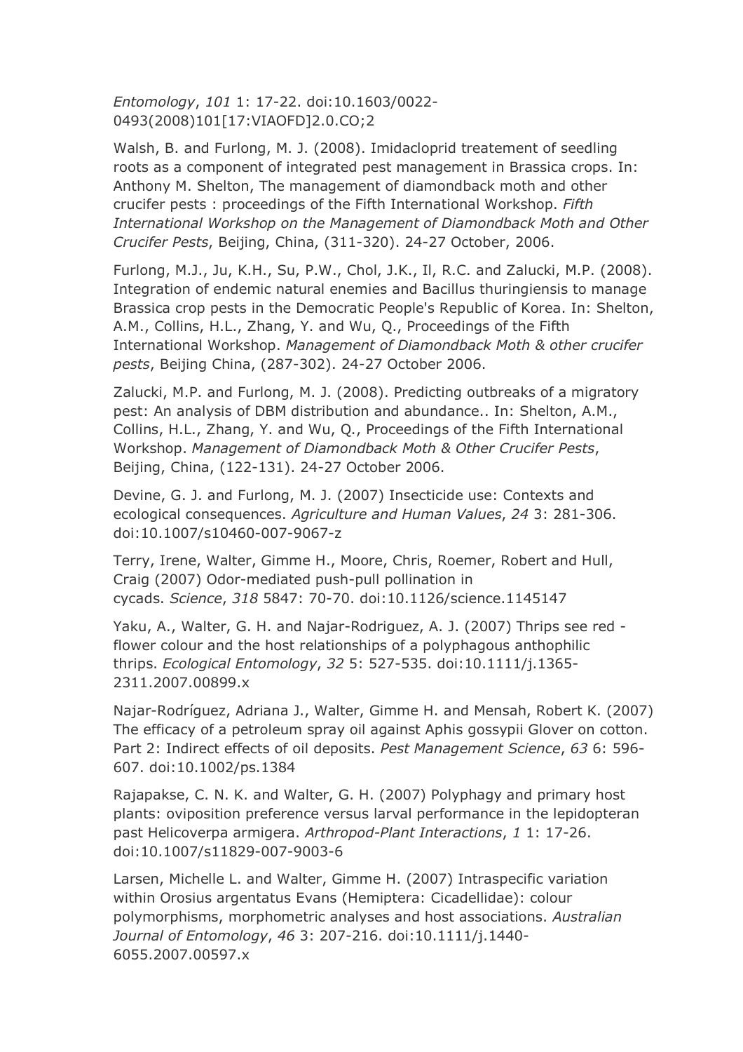*Entomology*, *101* 1: 17-22. doi:10.1603/0022-0493(2008)101[17:VIAOFD]2.0.CO;2

Walsh, B. and Furlong, M. J. (2008). Imidacloprid treatement of seedling roots as a component of integrated pest management in Brassica crops. In: Anthony M. Shelton, The management of diamondback moth and other crucifer pests : proceedings of the Fifth International Workshop. *Fifth International Workshop on the Management of Diamondback Moth and Other Crucifer Pests*, Beijing, China, (311-320). 24-27 October, 2006.

Furlong, M.J., Ju, K.H., Su, P.W., Chol, J.K., Il, R.C. and Zalucki, M.P. (2008). Integration of endemic natural enemies and Bacillus thuringiensis to manage Brassica crop pests in the Democratic People's Republic of Korea. In: Shelton, A.M., Collins, H.L., Zhang, Y. and Wu, Q., Proceedings of the Fifth International Workshop. *Management of Diamondback Moth & other crucifer pests*, Beijing China, (287-302). 24-27 October 2006.

Zalucki, M.P. and Furlong, M. J. (2008). Predicting outbreaks of a migratory pest: An analysis of DBM distribution and abundance.. In: Shelton, A.M., Collins, H.L., Zhang, Y. and Wu, Q., Proceedings of the Fifth International Workshop. *Management of Diamondback Moth & Other Crucifer Pests*, Beijing, China, (122-131). 24-27 October 2006.

Devine, G. J. and Furlong, M. J. (2007) Insecticide use: Contexts and ecological consequences. *Agriculture and Human Values*, *24* 3: 281-306. doi:10.1007/s10460-007-9067-z

Terry, Irene, Walter, Gimme H., Moore, Chris, Roemer, Robert and Hull, Craig (2007) Odor-mediated push-pull pollination in cycads. *Science*, *318* 5847: 70-70. doi:10.1126/science.1145147

Yaku, A., Walter, G. H. and Najar-Rodriguez, A. J. (2007) Thrips see red - flower colour and the host relationships of a polyphagous anthophilic thrips. *Ecological Entomology*, *32* 5: 527-535. doi:10.1111/j.1365-2311.2007.00899.x

Najar-Rodríguez, Adriana J., Walter, Gimme H. and Mensah, Robert K. (2007) The efficacy of a petroleum spray oil against Aphis gossypii Glover on cotton. Part 2: Indirect effects of oil deposits. *Pest Management Science*, *63* 6: 596-607. doi:10.1002/ps.1384

Rajapakse, C. N. K. and Walter, G. H. (2007) Polyphagy and primary host plants: oviposition preference versus larval performance in the lepidopteran past Helicoverpa armigera. *Arthropod-Plant Interactions*, *1* 1: 17-26. doi:10.1007/s11829-007-9003-6

Larsen, Michelle L. and Walter, Gimme H. (2007) Intraspecific variation within Orosius argentatus Evans (Hemiptera: Cicadellidae): colour polymorphisms, morphometric analyses and host associations. *Australian Journal of Entomology*, *46* 3: 207-216. doi:10.1111/j.1440-6055.2007.00597.x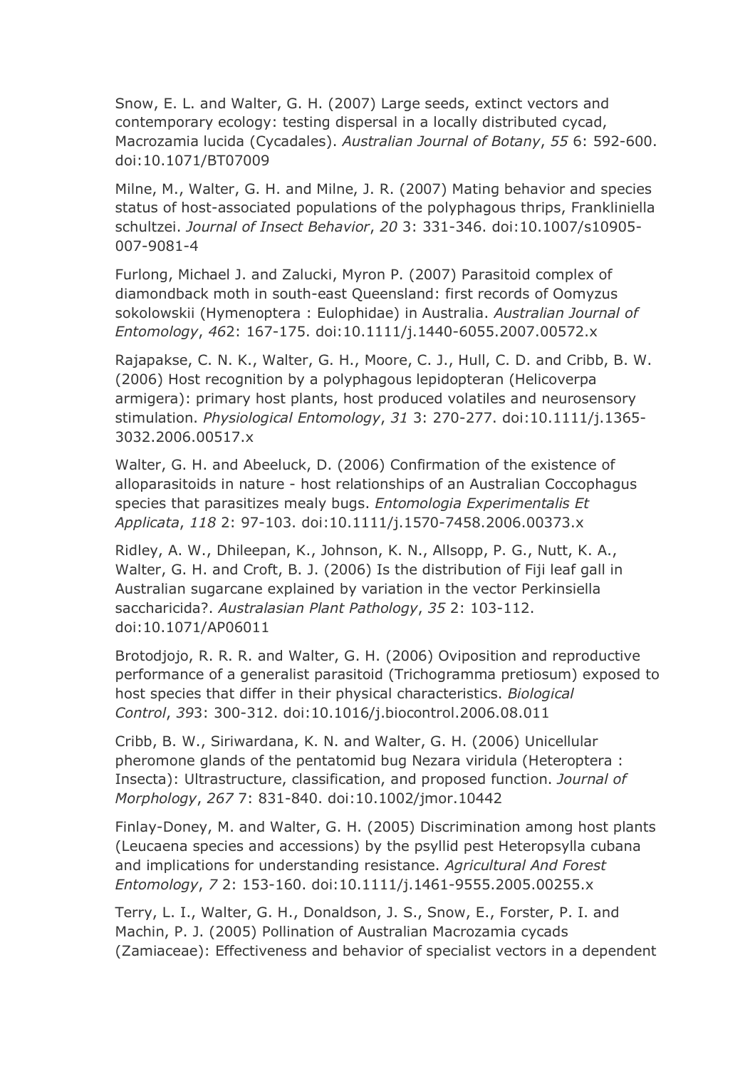Snow, E. L. and Walter, G. H. (2007) Large seeds, extinct vectors and contemporary ecology: testing dispersal in a locally distributed cycad, Macrozamia lucida (Cycadales). *Australian Journal of Botany*, *55* 6: 592-600. doi:10.1071/BT07009

Milne, M., Walter, G. H. and Milne, J. R. (2007) Mating behavior and species status of host-associated populations of the polyphagous thrips, Frankliniella schultzei. *Journal of Insect Behavior*, *20* 3: 331-346. doi:10.1007/s10905-007-9081-4

Furlong, Michael J. and Zalucki, Myron P. (2007) Parasitoid complex of diamondback moth in south-east Queensland: first records of Oomyzus sokolowskii (Hymenoptera : Eulophidae) in Australia. *Australian Journal of Entomology*, *46*2: 167-175. doi:10.1111/j.1440-6055.2007.00572.x

Rajapakse, C. N. K., Walter, G. H., Moore, C. J., Hull, C. D. and Cribb, B. W. (2006) Host recognition by a polyphagous lepidopteran (Helicoverpa armigera): primary host plants, host produced volatiles and neurosensory stimulation. *Physiological Entomology*, *31* 3: 270-277. doi:10.1111/j.1365-3032.2006.00517.x

Walter, G. H. and Abeeluck, D. (2006) Confirmation of the existence of alloparasitoids in nature - host relationships of an Australian Coccophagus species that parasitizes mealy bugs. *Entomologia Experimentalis Et Applicata*, *118* 2: 97-103. doi:10.1111/j.1570-7458.2006.00373.x

Ridley, A. W., Dhileepan, K., Johnson, K. N., Allsopp, P. G., Nutt, K. A., Walter, G. H. and Croft, B. J. (2006) Is the distribution of Fiji leaf gall in Australian sugarcane explained by variation in the vector Perkinsiella saccharicida?. *Australasian Plant Pathology*, *35* 2: 103-112. doi:10.1071/AP06011

Brotodjojo, R. R. R. and Walter, G. H. (2006) Oviposition and reproductive performance of a generalist parasitoid (Trichogramma pretiosum) exposed to host species that differ in their physical characteristics. *Biological Control*, *39*3: 300-312. doi:10.1016/j.biocontrol.2006.08.011

Cribb, B. W., Siriwardana, K. N. and Walter, G. H. (2006) Unicellular pheromone glands of the pentatomid bug Nezara viridula (Heteroptera : Insecta): Ultrastructure, classification, and proposed function. *Journal of Morphology*, *267* 7: 831-840. doi:10.1002/jmor.10442

Finlay-Doney, M. and Walter, G. H. (2005) Discrimination among host plants (Leucaena species and accessions) by the psyllid pest Heteropsylla cubana and implications for understanding resistance. *Agricultural And Forest Entomology*, *7* 2: 153-160. doi:10.1111/j.1461-9555.2005.00255.x

Terry, L. I., Walter, G. H., Donaldson, J. S., Snow, E., Forster, P. I. and Machin, P. J. (2005) Pollination of Australian Macrozamia cycads (Zamiaceae): Effectiveness and behavior of specialist vectors in a dependent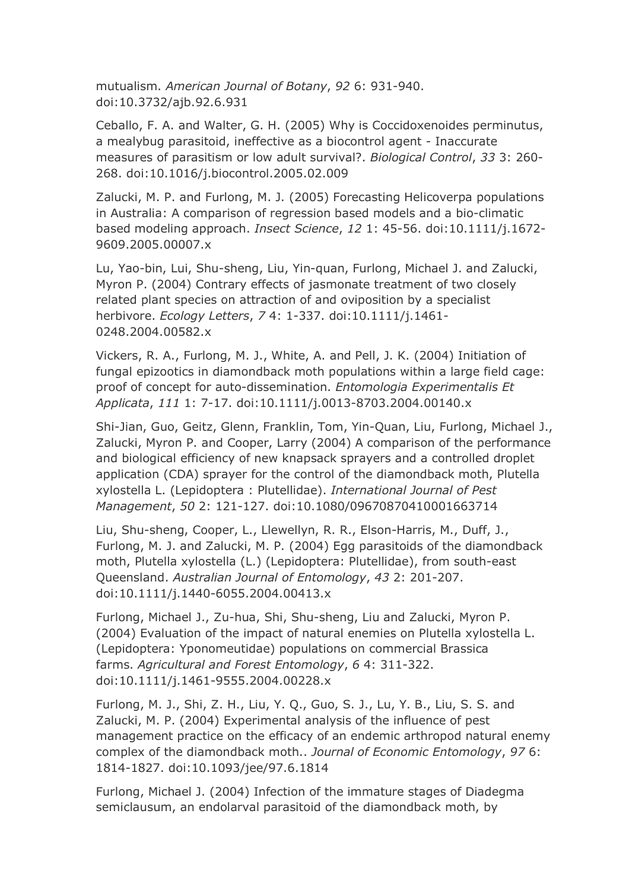mutualism. *American Journal of Botany*, *92* 6: 931-940. doi:10.3732/ajb.92.6.931

Ceballo, F. A. and Walter, G. H. (2005) Why is Coccidoxenoides perminutus, a mealybug parasitoid, ineffective as a biocontrol agent - Inaccurate measures of parasitism or low adult survival?. *Biological Control*, *33* 3: 260-268. doi:10.1016/j.biocontrol.2005.02.009

Zalucki, M. P. and Furlong, M. J. (2005) Forecasting Helicoverpa populations in Australia: A comparison of regression based models and a bio-climatic based modeling approach. *Insect Science*, *12* 1: 45-56. doi:10.1111/j.1672-9609.2005.00007.x

Lu, Yao-bin, Lui, Shu-sheng, Liu, Yin-quan, Furlong, Michael J. and Zalucki, Myron P. (2004) Contrary effects of jasmonate treatment of two closely related plant species on attraction of and oviposition by a specialist herbivore. *Ecology Letters*, *7* 4: 1-337. doi:10.1111/j.1461-0248.2004.00582.x

Vickers, R. A., Furlong, M. J., White, A. and Pell, J. K. (2004) Initiation of fungal epizootics in diamondback moth populations within a large field cage: proof of concept for auto-dissemination. *Entomologia Experimentalis Et Applicata*, *111* 1: 7-17. doi:10.1111/j.0013-8703.2004.00140.x

Shi-Jian, Guo, Geitz, Glenn, Franklin, Tom, Yin-Quan, Liu, Furlong, Michael J., Zalucki, Myron P. and Cooper, Larry (2004) A comparison of the performance and biological efficiency of new knapsack sprayers and a controlled droplet application (CDA) sprayer for the control of the diamondback moth, Plutella xylostella L. (Lepidoptera : Plutellidae). *International Journal of Pest Management*, *50* 2: 121-127. doi:10.1080/09670870410001663714

Liu, Shu-sheng, Cooper, L., Llewellyn, R. R., Elson-Harris, M., Duff, J., Furlong, M. J. and Zalucki, M. P. (2004) Egg parasitoids of the diamondback moth, Plutella xylostella (L.) (Lepidoptera: Plutellidae), from south-east Queensland. *Australian Journal of Entomology*, *43* 2: 201-207. doi:10.1111/j.1440-6055.2004.00413.x

Furlong, Michael J., Zu-hua, Shi, Shu-sheng, Liu and Zalucki, Myron P. (2004) Evaluation of the impact of natural enemies on Plutella xylostella L. (Lepidoptera: Yponomeutidae) populations on commercial Brassica farms. *Agricultural and Forest Entomology*, *6* 4: 311-322. doi:10.1111/j.1461-9555.2004.00228.x

Furlong, M. J., Shi, Z. H., Liu, Y. Q., Guo, S. J., Lu, Y. B., Liu, S. S. and Zalucki, M. P. (2004) Experimental analysis of the influence of pest management practice on the efficacy of an endemic arthropod natural enemy complex of the diamondback moth.. *Journal of Economic Entomology*, *97* 6: 1814-1827. doi:10.1093/jee/97.6.1814

Furlong, Michael J. (2004) Infection of the immature stages of Diadegma semiclausum, an endolarval parasitoid of the diamondback moth, by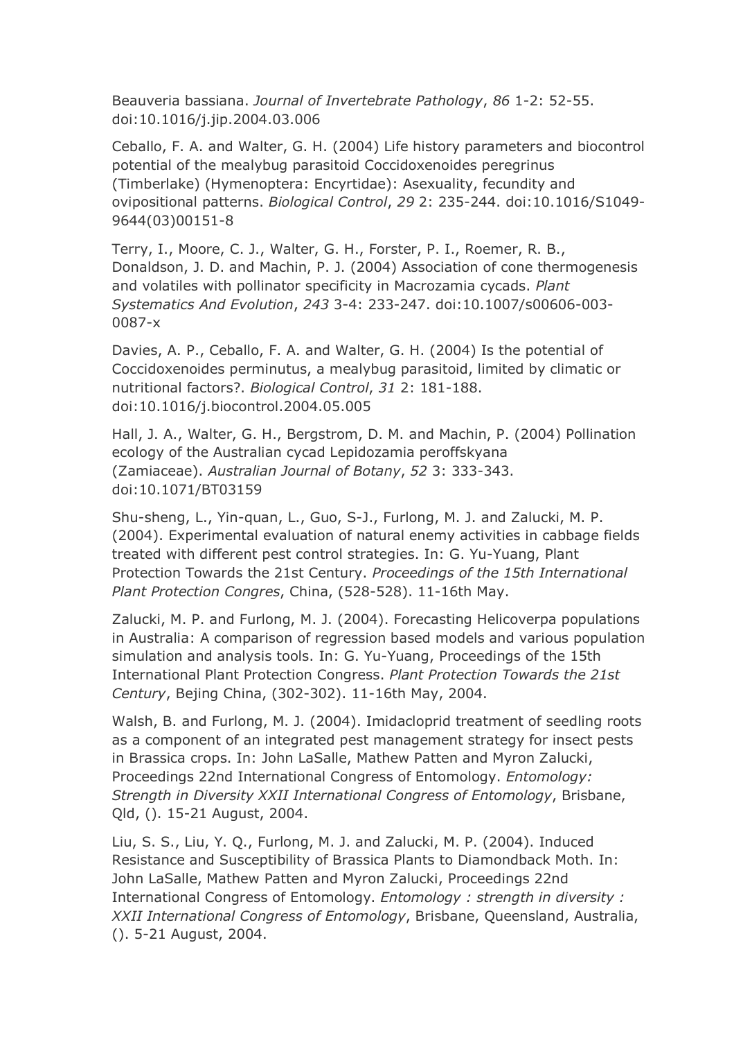Beauveria bassiana. *Journal of Invertebrate Pathology*, *86* 1-2: 52-55. doi:10.1016/j.jip.2004.03.006

Ceballo, F. A. and Walter, G. H. (2004) Life history parameters and biocontrol potential of the mealybug parasitoid Coccidoxenoides peregrinus (Timberlake) (Hymenoptera: Encyrtidae): Asexuality, fecundity and ovipositional patterns. *Biological Control*, *29* 2: 235-244. doi:10.1016/S1049-9644(03)00151-8

Terry, I., Moore, C. J., Walter, G. H., Forster, P. I., Roemer, R. B., Donaldson, J. D. and Machin, P. J. (2004) Association of cone thermogenesis and volatiles with pollinator specificity in Macrozamia cycads. *Plant Systematics And Evolution*, *243* 3-4: 233-247. doi:10.1007/s00606-003-0087-x

Davies, A. P., Ceballo, F. A. and Walter, G. H. (2004) Is the potential of Coccidoxenoides perminutus, a mealybug parasitoid, limited by climatic or nutritional factors?. *Biological Control*, *31* 2: 181-188. doi:10.1016/j.biocontrol.2004.05.005

Hall, J. A., Walter, G. H., Bergstrom, D. M. and Machin, P. (2004) Pollination ecology of the Australian cycad Lepidozamia peroffskyana (Zamiaceae). *Australian Journal of Botany*, *52* 3: 333-343. doi:10.1071/BT03159

Shu-sheng, L., Yin-quan, L., Guo, S-J., Furlong, M. J. and Zalucki, M. P. (2004). Experimental evaluation of natural enemy activities in cabbage fields treated with different pest control strategies. In: G. Yu-Yuang, Plant Protection Towards the 21st Century. *Proceedings of the 15th International Plant Protection Congres*, China, (528-528). 11-16th May.

Zalucki, M. P. and Furlong, M. J. (2004). Forecasting Helicoverpa populations in Australia: A comparison of regression based models and various population simulation and analysis tools. In: G. Yu-Yuang, Proceedings of the 15th International Plant Protection Congress. *Plant Protection Towards the 21st Century*, Bejing China, (302-302). 11-16th May, 2004.

Walsh, B. and Furlong, M. J. (2004). Imidacloprid treatment of seedling roots as a component of an integrated pest management strategy for insect pests in Brassica crops. In: John LaSalle, Mathew Patten and Myron Zalucki, Proceedings 22nd International Congress of Entomology. *Entomology: Strength in Diversity XXII International Congress of Entomology*, Brisbane, Qld, (). 15-21 August, 2004.

Liu, S. S., Liu, Y. Q., Furlong, M. J. and Zalucki, M. P. (2004). Induced Resistance and Susceptibility of Brassica Plants to Diamondback Moth. In: John LaSalle, Mathew Patten and Myron Zalucki, Proceedings 22nd International Congress of Entomology. *Entomology : strength in diversity : XXII International Congress of Entomology*, Brisbane, Queensland, Australia, (). 5-21 August, 2004.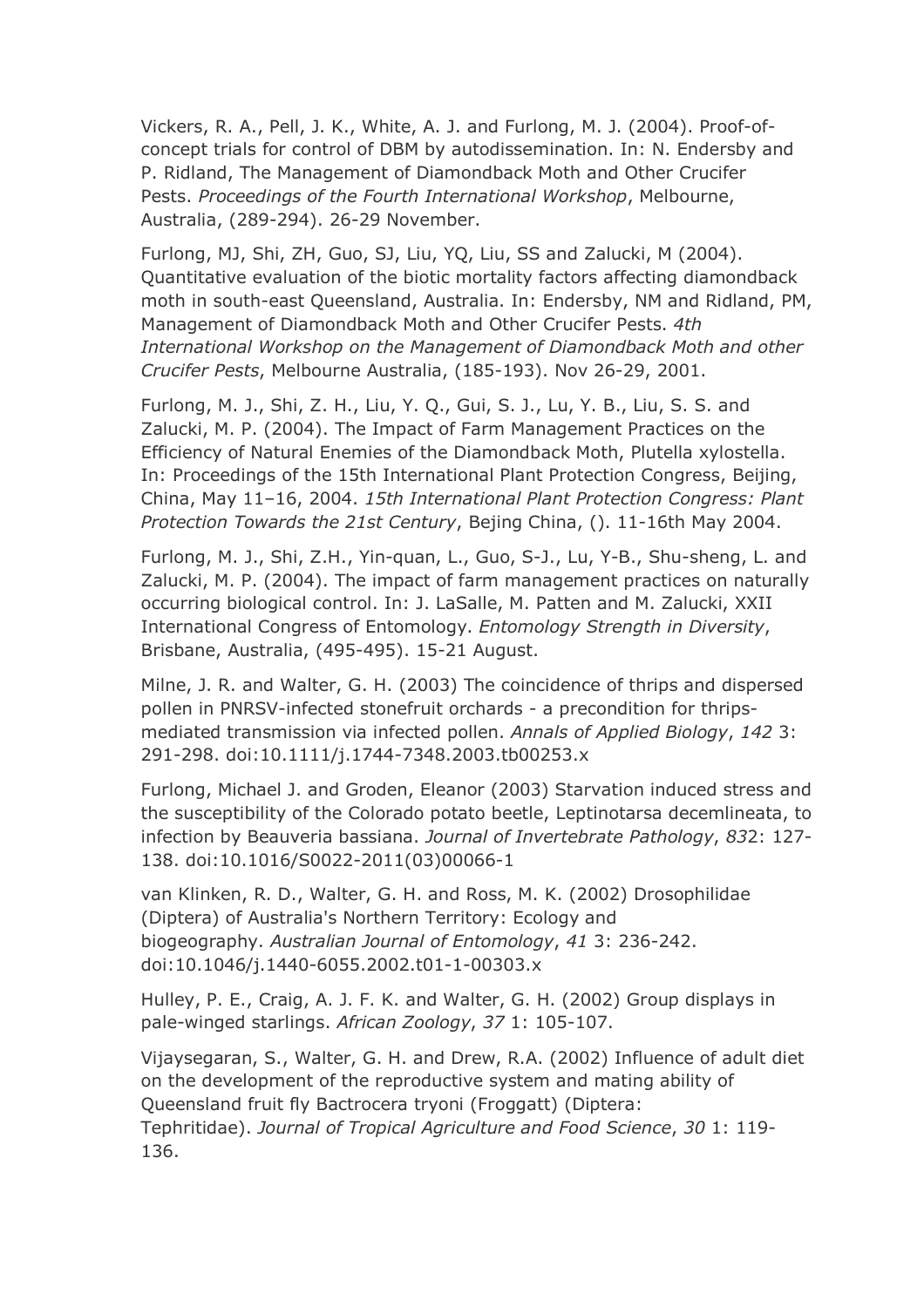Vickers, R. A., Pell, J. K., White, A. J. and Furlong, M. J. (2004). Proof-of-concept trials for control of DBM by autodissemination. In: N. Endersby and P. Ridland, The Management of Diamondback Moth and Other Crucifer Pests. *Proceedings of the Fourth International Workshop*, Melbourne, Australia, (289-294). 26-29 November.

Furlong, MJ, Shi, ZH, Guo, SJ, Liu, YQ, Liu, SS and Zalucki, M (2004). Quantitative evaluation of the biotic mortality factors affecting diamondback moth in south-east Queensland, Australia. In: Endersby, NM and Ridland, PM, Management of Diamondback Moth and Other Crucifer Pests. *4th International Workshop on the Management of Diamondback Moth and other Crucifer Pests*, Melbourne Australia, (185-193). Nov 26-29, 2001.

Furlong, M. J., Shi, Z. H., Liu, Y. Q., Gui, S. J., Lu, Y. B., Liu, S. S. and Zalucki, M. P. (2004). The Impact of Farm Management Practices on the Efficiency of Natural Enemies of the Diamondback Moth, Plutella xylostella. In: Proceedings of the 15th International Plant Protection Congress, Beijing, China, May 11–16, 2004. *15th International Plant Protection Congress: Plant Protection Towards the 21st Century*, Bejing China, (). 11-16th May 2004.

Furlong, M. J., Shi, Z.H., Yin-quan, L., Guo, S-J., Lu, Y-B., Shu-sheng, L. and Zalucki, M. P. (2004). The impact of farm management practices on naturally occurring biological control. In: J. LaSalle, M. Patten and M. Zalucki, XXII International Congress of Entomology. *Entomology Strength in Diversity*, Brisbane, Australia, (495-495). 15-21 August.

Milne, J. R. and Walter, G. H. (2003) The coincidence of thrips and dispersed pollen in PNRSV-infected stonefruit orchards - a precondition for thrips-mediated transmission via infected pollen. *Annals of Applied Biology*, *142* 3: 291-298. doi:10.1111/j.1744-7348.2003.tb00253.x

Furlong, Michael J. and Groden, Eleanor (2003) Starvation induced stress and the susceptibility of the Colorado potato beetle, Leptinotarsa decemlineata, to infection by Beauveria bassiana. *Journal of Invertebrate Pathology*, *83*2: 127-138. doi:10.1016/S0022-2011(03)00066-1

van Klinken, R. D., Walter, G. H. and Ross, M. K. (2002) Drosophilidae (Diptera) of Australia's Northern Territory: Ecology and biogeography. *Australian Journal of Entomology*, *41* 3: 236-242. doi:10.1046/j.1440-6055.2002.t01-1-00303.x

Hulley, P. E., Craig, A. J. F. K. and Walter, G. H. (2002) Group displays in pale-winged starlings. *African Zoology*, *37* 1: 105-107.

Vijaysegaran, S., Walter, G. H. and Drew, R.A. (2002) Influence of adult diet on the development of the reproductive system and mating ability of Queensland fruit fly Bactrocera tryoni (Froggatt) (Diptera: Tephritidae). *Journal of Tropical Agriculture and Food Science*, *30* 1: 119-136.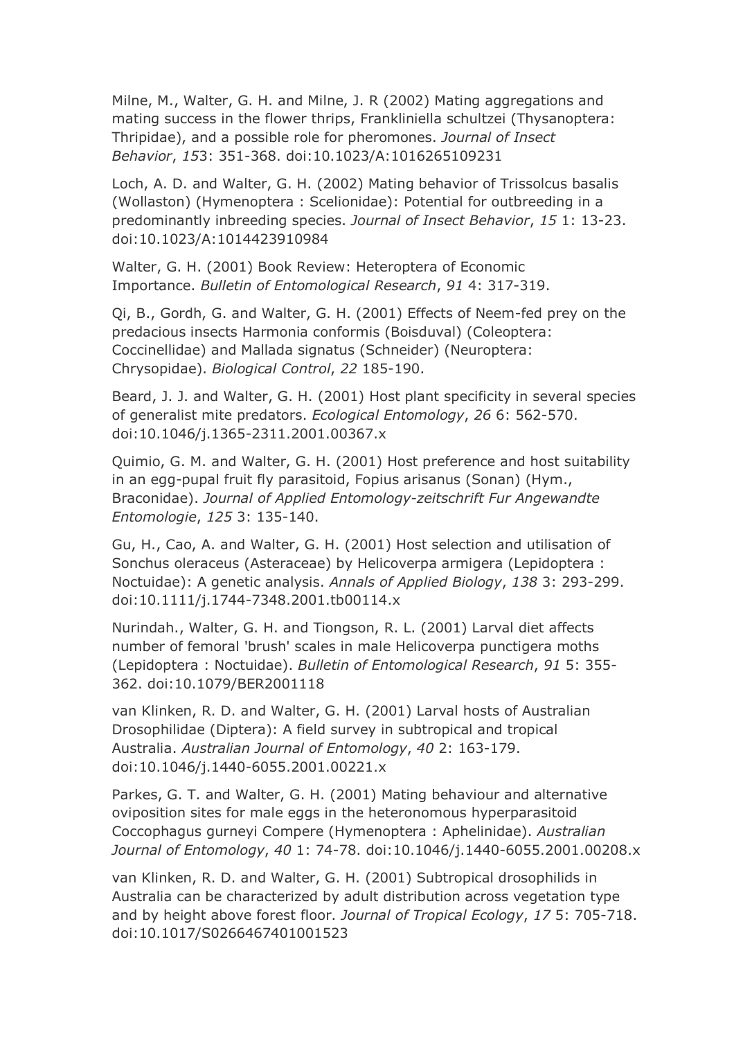Milne, M., Walter, G. H. and Milne, J. R (2002) Mating aggregations and mating success in the flower thrips, Frankliniella schultzei (Thysanoptera: Thripidae), and a possible role for pheromones. *Journal of Insect Behavior*, *15*3: 351-368. doi:10.1023/A:1016265109231

Loch, A. D. and Walter, G. H. (2002) Mating behavior of Trissolcus basalis (Wollaston) (Hymenoptera : Scelionidae): Potential for outbreeding in a predominantly inbreeding species. *Journal of Insect Behavior*, *15* 1: 13-23. doi:10.1023/A:1014423910984

Walter, G. H. (2001) Book Review: Heteroptera of Economic Importance. *Bulletin of Entomological Research*, *91* 4: 317-319.

Qi, B., Gordh, G. and Walter, G. H. (2001) Effects of Neem-fed prey on the predacious insects Harmonia conformis (Boisduval) (Coleoptera: Coccinellidae) and Mallada signatus (Schneider) (Neuroptera: Chrysopidae). *Biological Control*, *22* 185-190.

Beard, J. J. and Walter, G. H. (2001) Host plant specificity in several species of generalist mite predators. *Ecological Entomology*, *26* 6: 562-570. doi:10.1046/j.1365-2311.2001.00367.x

Quimio, G. M. and Walter, G. H. (2001) Host preference and host suitability in an egg-pupal fruit fly parasitoid, Fopius arisanus (Sonan) (Hym., Braconidae). *Journal of Applied Entomology-zeitschrift Fur Angewandte Entomologie*, *125* 3: 135-140.

Gu, H., Cao, A. and Walter, G. H. (2001) Host selection and utilisation of Sonchus oleraceus (Asteraceae) by Helicoverpa armigera (Lepidoptera : Noctuidae): A genetic analysis. *Annals of Applied Biology*, *138* 3: 293-299. doi:10.1111/j.1744-7348.2001.tb00114.x

Nurindah., Walter, G. H. and Tiongson, R. L. (2001) Larval diet affects number of femoral 'brush' scales in male Helicoverpa punctigera moths (Lepidoptera : Noctuidae). *Bulletin of Entomological Research*, *91* 5: 355-362. doi:10.1079/BER2001118

van Klinken, R. D. and Walter, G. H. (2001) Larval hosts of Australian Drosophilidae (Diptera): A field survey in subtropical and tropical Australia. *Australian Journal of Entomology*, *40* 2: 163-179. doi:10.1046/j.1440-6055.2001.00221.x

Parkes, G. T. and Walter, G. H. (2001) Mating behaviour and alternative oviposition sites for male eggs in the heteronomous hyperparasitoid Coccophagus gurneyi Compere (Hymenoptera : Aphelinidae). *Australian Journal of Entomology*, *40* 1: 74-78. doi:10.1046/j.1440-6055.2001.00208.x

van Klinken, R. D. and Walter, G. H. (2001) Subtropical drosophilids in Australia can be characterized by adult distribution across vegetation type and by height above forest floor. *Journal of Tropical Ecology*, *17* 5: 705-718. doi:10.1017/S0266467401001523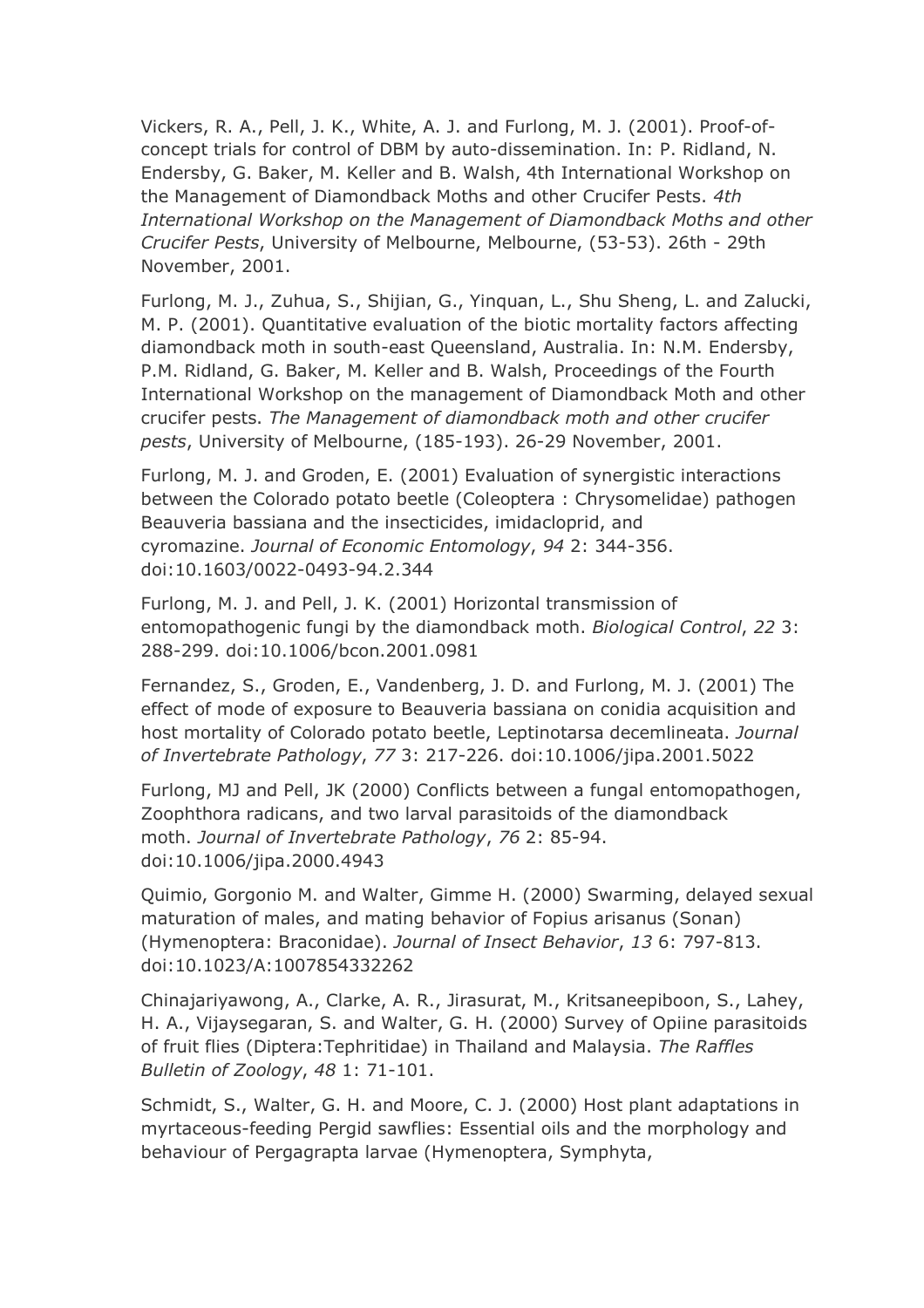Vickers, R. A., Pell, J. K., White, A. J. and Furlong, M. J. (2001). Proof-of-concept trials for control of DBM by auto-dissemination. In: P. Ridland, N. Endersby, G. Baker, M. Keller and B. Walsh, 4th International Workshop on the Management of Diamondback Moths and other Crucifer Pests. *4th International Workshop on the Management of Diamondback Moths and other Crucifer Pests*, University of Melbourne, Melbourne, (53-53). 26th - 29th November, 2001.

Furlong, M. J., Zuhua, S., Shijian, G., Yinquan, L., Shu Sheng, L. and Zalucki, M. P. (2001). Quantitative evaluation of the biotic mortality factors affecting diamondback moth in south-east Queensland, Australia. In: N.M. Endersby, P.M. Ridland, G. Baker, M. Keller and B. Walsh, Proceedings of the Fourth International Workshop on the management of Diamondback Moth and other crucifer pests. *The Management of diamondback moth and other crucifer pests*, University of Melbourne, (185-193). 26-29 November, 2001.

Furlong, M. J. and Groden, E. (2001) Evaluation of synergistic interactions between the Colorado potato beetle (Coleoptera : Chrysomelidae) pathogen Beauveria bassiana and the insecticides, imidacloprid, and cyromazine. *Journal of Economic Entomology*, *94* 2: 344-356. doi:10.1603/0022-0493-94.2.344

Furlong, M. J. and Pell, J. K. (2001) Horizontal transmission of entomopathogenic fungi by the diamondback moth. *Biological Control*, *22* 3: 288-299. doi:10.1006/bcon.2001.0981

Fernandez, S., Groden, E., Vandenberg, J. D. and Furlong, M. J. (2001) The effect of mode of exposure to Beauveria bassiana on conidia acquisition and host mortality of Colorado potato beetle, Leptinotarsa decemlineata. *Journal of Invertebrate Pathology*, *77* 3: 217-226. doi:10.1006/jipa.2001.5022

Furlong, MJ and Pell, JK (2000) Conflicts between a fungal entomopathogen, Zoophthora radicans, and two larval parasitoids of the diamondback moth. *Journal of Invertebrate Pathology*, *76* 2: 85-94. doi:10.1006/jipa.2000.4943

Quimio, Gorgonio M. and Walter, Gimme H. (2000) Swarming, delayed sexual maturation of males, and mating behavior of Fopius arisanus (Sonan) (Hymenoptera: Braconidae). *Journal of Insect Behavior*, *13* 6: 797-813. doi:10.1023/A:1007854332262

Chinajariyawong, A., Clarke, A. R., Jirasurat, M., Kritsaneepiboon, S., Lahey, H. A., Vijaysegaran, S. and Walter, G. H. (2000) Survey of Opiine parasitoids of fruit flies (Diptera:Tephritidae) in Thailand and Malaysia. *The Raffles Bulletin of Zoology*, *48* 1: 71-101.

Schmidt, S., Walter, G. H. and Moore, C. J. (2000) Host plant adaptations in myrtaceous-feeding Pergid sawflies: Essential oils and the morphology and behaviour of Pergagrapta larvae (Hymenoptera, Symphyta,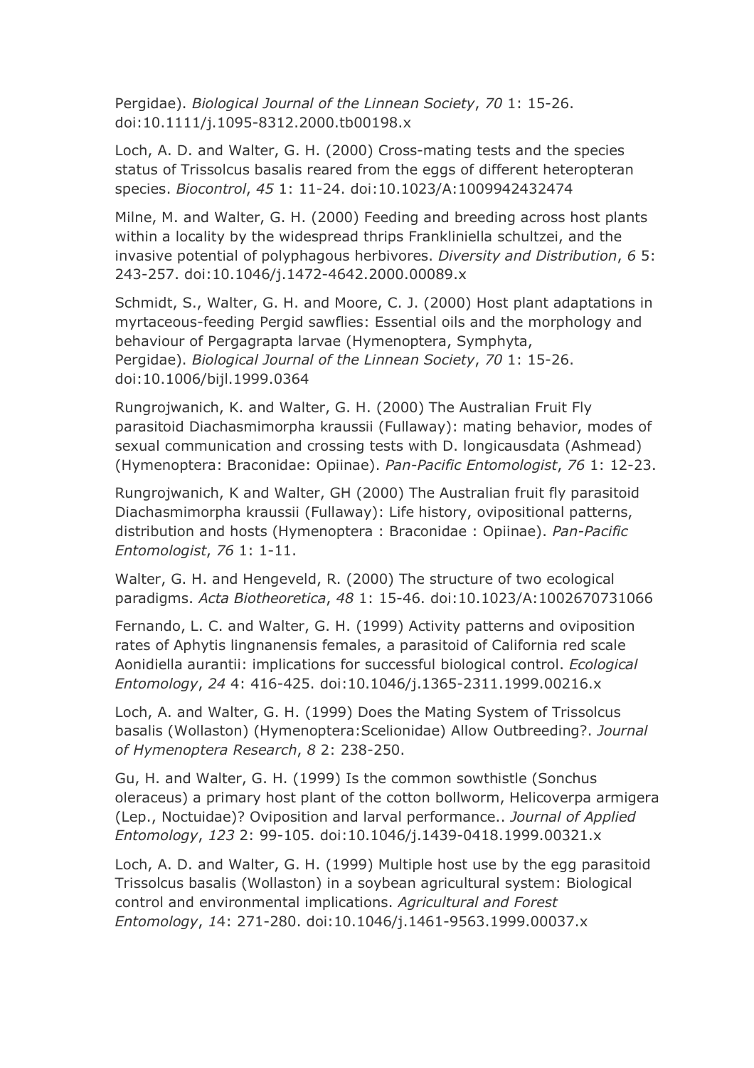Pergidae). *Biological Journal of the Linnean Society*, *70* 1: 15-26. doi:10.1111/j.1095-8312.2000.tb00198.x

Loch, A. D. and Walter, G. H. (2000) Cross-mating tests and the species status of Trissolcus basalis reared from the eggs of different heteropteran species. *Biocontrol*, *45* 1: 11-24. doi:10.1023/A:1009942432474

Milne, M. and Walter, G. H. (2000) Feeding and breeding across host plants within a locality by the widespread thrips Frankliniella schultzei, and the invasive potential of polyphagous herbivores. *Diversity and Distribution*, *6* 5: 243-257. doi:10.1046/j.1472-4642.2000.00089.x

Schmidt, S., Walter, G. H. and Moore, C. J. (2000) Host plant adaptations in myrtaceous-feeding Pergid sawflies: Essential oils and the morphology and behaviour of Pergagrapta larvae (Hymenoptera, Symphyta, Pergidae). *Biological Journal of the Linnean Society*, *70* 1: 15-26. doi:10.1006/bijl.1999.0364

Rungrojwanich, K. and Walter, G. H. (2000) The Australian Fruit Fly parasitoid Diachasmimorpha kraussii (Fullaway): mating behavior, modes of sexual communication and crossing tests with D. longicausdata (Ashmead) (Hymenoptera: Braconidae: Opiinae). *Pan-Pacific Entomologist*, *76* 1: 12-23.

Rungrojwanich, K and Walter, GH (2000) The Australian fruit fly parasitoid Diachasmimorpha kraussii (Fullaway): Life history, ovipositional patterns, distribution and hosts (Hymenoptera : Braconidae : Opiinae). *Pan-Pacific Entomologist*, *76* 1: 1-11.

Walter, G. H. and Hengeveld, R. (2000) The structure of two ecological paradigms. *Acta Biotheoretica*, *48* 1: 15-46. doi:10.1023/A:1002670731066

Fernando, L. C. and Walter, G. H. (1999) Activity patterns and oviposition rates of Aphytis lingnanensis females, a parasitoid of California red scale Aonidiella aurantii: implications for successful biological control. *Ecological Entomology*, *24* 4: 416-425. doi:10.1046/j.1365-2311.1999.00216.x

Loch, A. and Walter, G. H. (1999) Does the Mating System of Trissolcus basalis (Wollaston) (Hymenoptera:Scelionidae) Allow Outbreeding?. *Journal of Hymenoptera Research*, *8* 2: 238-250.

Gu, H. and Walter, G. H. (1999) Is the common sowthistle (Sonchus oleraceus) a primary host plant of the cotton bollworm, Helicoverpa armigera (Lep., Noctuidae)? Oviposition and larval performance.. *Journal of Applied Entomology*, *123* 2: 99-105. doi:10.1046/j.1439-0418.1999.00321.x

Loch, A. D. and Walter, G. H. (1999) Multiple host use by the egg parasitoid Trissolcus basalis (Wollaston) in a soybean agricultural system: Biological control and environmental implications. *Agricultural and Forest Entomology*, *1*4: 271-280. doi:10.1046/j.1461-9563.1999.00037.x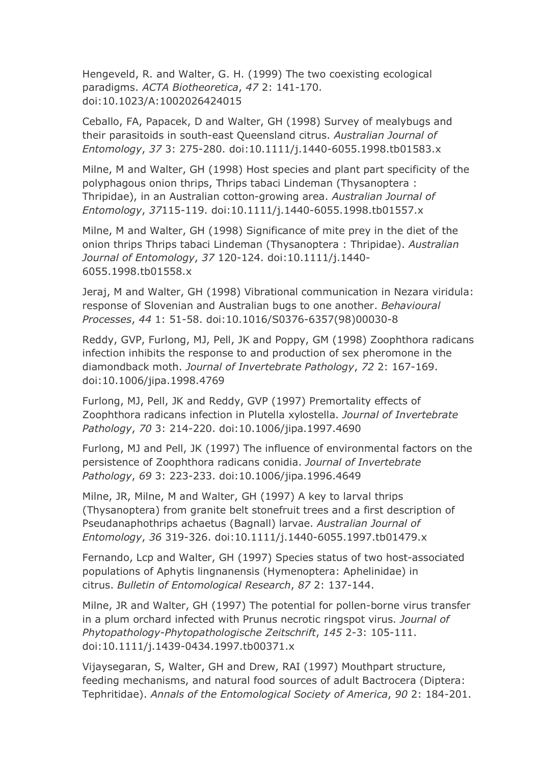Hengeveld, R. and Walter, G. H. (1999) The two coexisting ecological paradigms. *ACTA Biotheoretica*, *47* 2: 141-170. doi:10.1023/A:1002026424015

Ceballo, FA, Papacek, D and Walter, GH (1998) Survey of mealybugs and their parasitoids in south-east Queensland citrus. *Australian Journal of Entomology*, *37* 3: 275-280. doi:10.1111/j.1440-6055.1998.tb01583.x

Milne, M and Walter, GH (1998) Host species and plant part specificity of the polyphagous onion thrips, Thrips tabaci Lindeman (Thysanoptera : Thripidae), in an Australian cotton-growing area. *Australian Journal of Entomology*, *37*115-119. doi:10.1111/j.1440-6055.1998.tb01557.x

Milne, M and Walter, GH (1998) Significance of mite prey in the diet of the onion thrips Thrips tabaci Lindeman (Thysanoptera : Thripidae). *Australian Journal of Entomology*, *37* 120-124. doi:10.1111/j.1440-6055.1998.tb01558.x

Jeraj, M and Walter, GH (1998) Vibrational communication in Nezara viridula: response of Slovenian and Australian bugs to one another. *Behavioural Processes*, *44* 1: 51-58. doi:10.1016/S0376-6357(98)00030-8

Reddy, GVP, Furlong, MJ, Pell, JK and Poppy, GM (1998) Zoophthora radicans infection inhibits the response to and production of sex pheromone in the diamondback moth. *Journal of Invertebrate Pathology*, *72* 2: 167-169. doi:10.1006/jipa.1998.4769

Furlong, MJ, Pell, JK and Reddy, GVP (1997) Premortality effects of Zoophthora radicans infection in Plutella xylostella. *Journal of Invertebrate Pathology*, *70* 3: 214-220. doi:10.1006/jipa.1997.4690

Furlong, MJ and Pell, JK (1997) The influence of environmental factors on the persistence of Zoophthora radicans conidia. *Journal of Invertebrate Pathology*, *69* 3: 223-233. doi:10.1006/jipa.1996.4649

Milne, JR, Milne, M and Walter, GH (1997) A key to larval thrips (Thysanoptera) from granite belt stonefruit trees and a first description of Pseudanaphothrips achaetus (Bagnall) larvae. *Australian Journal of Entomology*, *36* 319-326. doi:10.1111/j.1440-6055.1997.tb01479.x

Fernando, Lcp and Walter, GH (1997) Species status of two host-associated populations of Aphytis lingnanensis (Hymenoptera: Aphelinidae) in citrus. *Bulletin of Entomological Research*, *87* 2: 137-144.

Milne, JR and Walter, GH (1997) The potential for pollen-borne virus transfer in a plum orchard infected with Prunus necrotic ringspot virus. *Journal of Phytopathology-Phytopathologische Zeitschrift*, *145* 2-3: 105-111. doi:10.1111/j.1439-0434.1997.tb00371.x

Vijaysegaran, S, Walter, GH and Drew, RAI (1997) Mouthpart structure, feeding mechanisms, and natural food sources of adult Bactrocera (Diptera: Tephritidae). *Annals of the Entomological Society of America*, *90* 2: 184-201.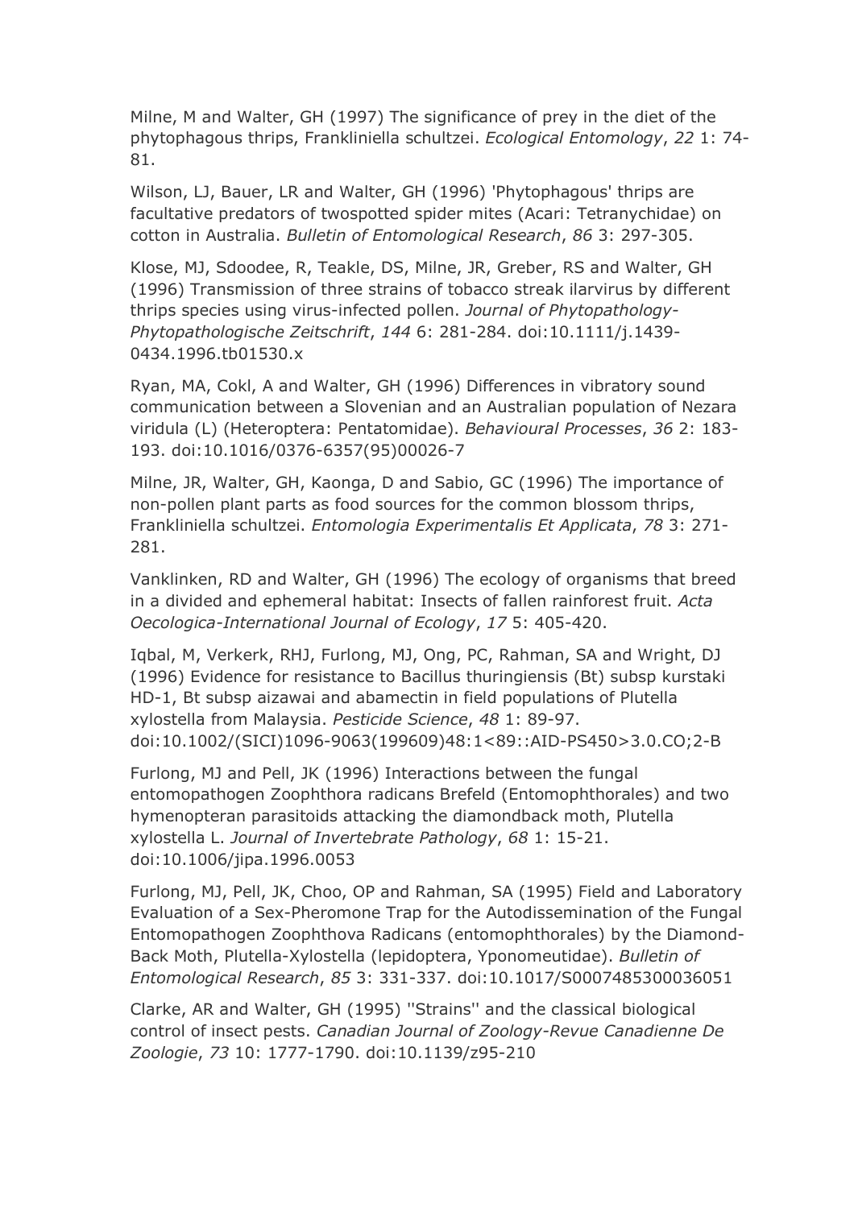Milne, M and Walter, GH (1997) The significance of prey in the diet of the phytophagous thrips, Frankliniella schultzei. *Ecological Entomology*, *22* 1: 74-81.

Wilson, LJ, Bauer, LR and Walter, GH (1996) 'Phytophagous' thrips are facultative predators of twospotted spider mites (Acari: Tetranychidae) on cotton in Australia. *Bulletin of Entomological Research*, *86* 3: 297-305.

Klose, MJ, Sdoodee, R, Teakle, DS, Milne, JR, Greber, RS and Walter, GH (1996) Transmission of three strains of tobacco streak ilarvirus by different thrips species using virus-infected pollen. *Journal of Phytopathology-Phytopathologische Zeitschrift*, *144* 6: 281-284. doi:10.1111/j.1439-0434.1996.tb01530.x

Ryan, MA, Cokl, A and Walter, GH (1996) Differences in vibratory sound communication between a Slovenian and an Australian population of Nezara viridula (L) (Heteroptera: Pentatomidae). *Behavioural Processes*, *36* 2: 183-193. doi:10.1016/0376-6357(95)00026-7

Milne, JR, Walter, GH, Kaonga, D and Sabio, GC (1996) The importance of non-pollen plant parts as food sources for the common blossom thrips, Frankliniella schultzei. *Entomologia Experimentalis Et Applicata*, *78* 3: 271-281.

Vanklinken, RD and Walter, GH (1996) The ecology of organisms that breed in a divided and ephemeral habitat: Insects of fallen rainforest fruit. *Acta Oecologica-International Journal of Ecology*, *17* 5: 405-420.

Iqbal, M, Verkerk, RHJ, Furlong, MJ, Ong, PC, Rahman, SA and Wright, DJ (1996) Evidence for resistance to Bacillus thuringiensis (Bt) subsp kurstaki HD-1, Bt subsp aizawai and abamectin in field populations of Plutella xylostella from Malaysia. *Pesticide Science*, *48* 1: 89-97. doi:10.1002/(SICI)1096-9063(199609)48:1<89::AID-PS450>3.0.CO;2-B

Furlong, MJ and Pell, JK (1996) Interactions between the fungal entomopathogen Zoophthora radicans Brefeld (Entomophthorales) and two hymenopteran parasitoids attacking the diamondback moth, Plutella xylostella L. *Journal of Invertebrate Pathology*, *68* 1: 15-21. doi:10.1006/jipa.1996.0053

Furlong, MJ, Pell, JK, Choo, OP and Rahman, SA (1995) Field and Laboratory Evaluation of a Sex-Pheromone Trap for the Autodissemination of the Fungal Entomopathogen Zoophthova Radicans (entomophthorales) by the Diamond-Back Moth, Plutella-Xylostella (lepidoptera, Yponomeutidae). *Bulletin of Entomological Research*, *85* 3: 331-337. doi:10.1017/S0007485300036051

Clarke, AR and Walter, GH (1995) ''Strains'' and the classical biological control of insect pests. *Canadian Journal of Zoology-Revue Canadienne De Zoologie*, *73* 10: 1777-1790. doi:10.1139/z95-210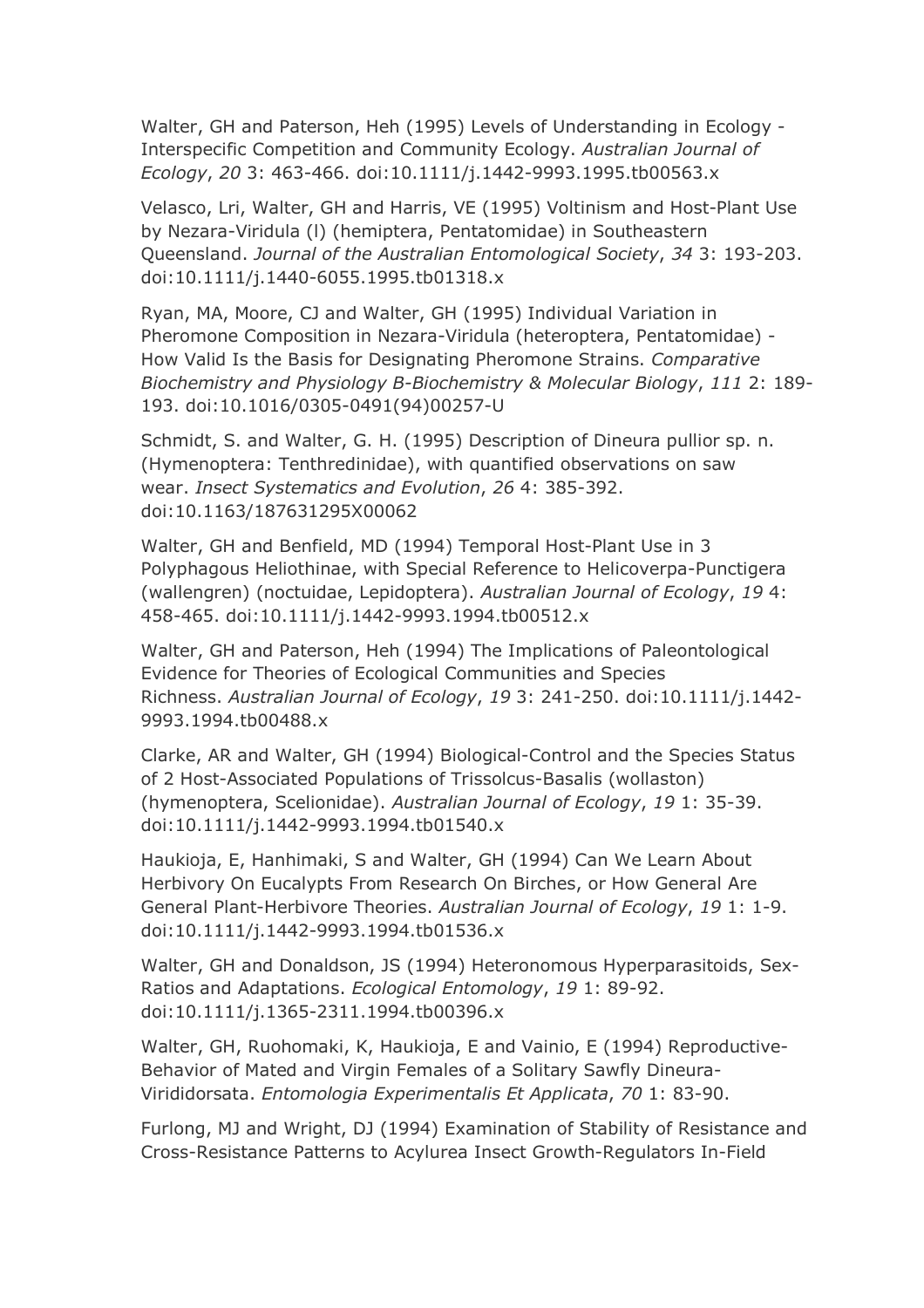Walter, GH and Paterson, Heh (1995) Levels of Understanding in Ecology - Interspecific Competition and Community Ecology. *Australian Journal of Ecology*, *20* 3: 463-466. doi:10.1111/j.1442-9993.1995.tb00563.x

Velasco, Lri, Walter, GH and Harris, VE (1995) Voltinism and Host-Plant Use by Nezara-Viridula (l) (hemiptera, Pentatomidae) in Southeastern Queensland. *Journal of the Australian Entomological Society*, *34* 3: 193-203. doi:10.1111/j.1440-6055.1995.tb01318.x

Ryan, MA, Moore, CJ and Walter, GH (1995) Individual Variation in Pheromone Composition in Nezara-Viridula (heteroptera, Pentatomidae) - How Valid Is the Basis for Designating Pheromone Strains. *Comparative Biochemistry and Physiology B-Biochemistry & Molecular Biology*, *111* 2: 189-193. doi:10.1016/0305-0491(94)00257-U

Schmidt, S. and Walter, G. H. (1995) Description of Dineura pullior sp. n. (Hymenoptera: Tenthredinidae), with quantified observations on saw wear. *Insect Systematics and Evolution*, *26* 4: 385-392. doi:10.1163/187631295X00062

Walter, GH and Benfield, MD (1994) Temporal Host-Plant Use in 3 Polyphagous Heliothinae, with Special Reference to Helicoverpa-Punctigera (wallengren) (noctuidae, Lepidoptera). *Australian Journal of Ecology*, *19* 4: 458-465. doi:10.1111/j.1442-9993.1994.tb00512.x

Walter, GH and Paterson, Heh (1994) The Implications of Paleontological Evidence for Theories of Ecological Communities and Species Richness. *Australian Journal of Ecology*, *19* 3: 241-250. doi:10.1111/j.1442-9993.1994.tb00488.x

Clarke, AR and Walter, GH (1994) Biological-Control and the Species Status of 2 Host-Associated Populations of Trissolcus-Basalis (wollaston) (hymenoptera, Scelionidae). *Australian Journal of Ecology*, *19* 1: 35-39. doi:10.1111/j.1442-9993.1994.tb01540.x

Haukioja, E, Hanhimaki, S and Walter, GH (1994) Can We Learn About Herbivory On Eucalypts From Research On Birches, or How General Are General Plant-Herbivore Theories. *Australian Journal of Ecology*, *19* 1: 1-9. doi:10.1111/j.1442-9993.1994.tb01536.x

Walter, GH and Donaldson, JS (1994) Heteronomous Hyperparasitoids, Sex-Ratios and Adaptations. *Ecological Entomology*, *19* 1: 89-92. doi:10.1111/j.1365-2311.1994.tb00396.x

Walter, GH, Ruohomaki, K, Haukioja, E and Vainio, E (1994) Reproductive-Behavior of Mated and Virgin Females of a Solitary Sawfly Dineura-Virididorsata. *Entomologia Experimentalis Et Applicata*, *70* 1: 83-90.

Furlong, MJ and Wright, DJ (1994) Examination of Stability of Resistance and Cross-Resistance Patterns to Acylurea Insect Growth-Regulators In-Field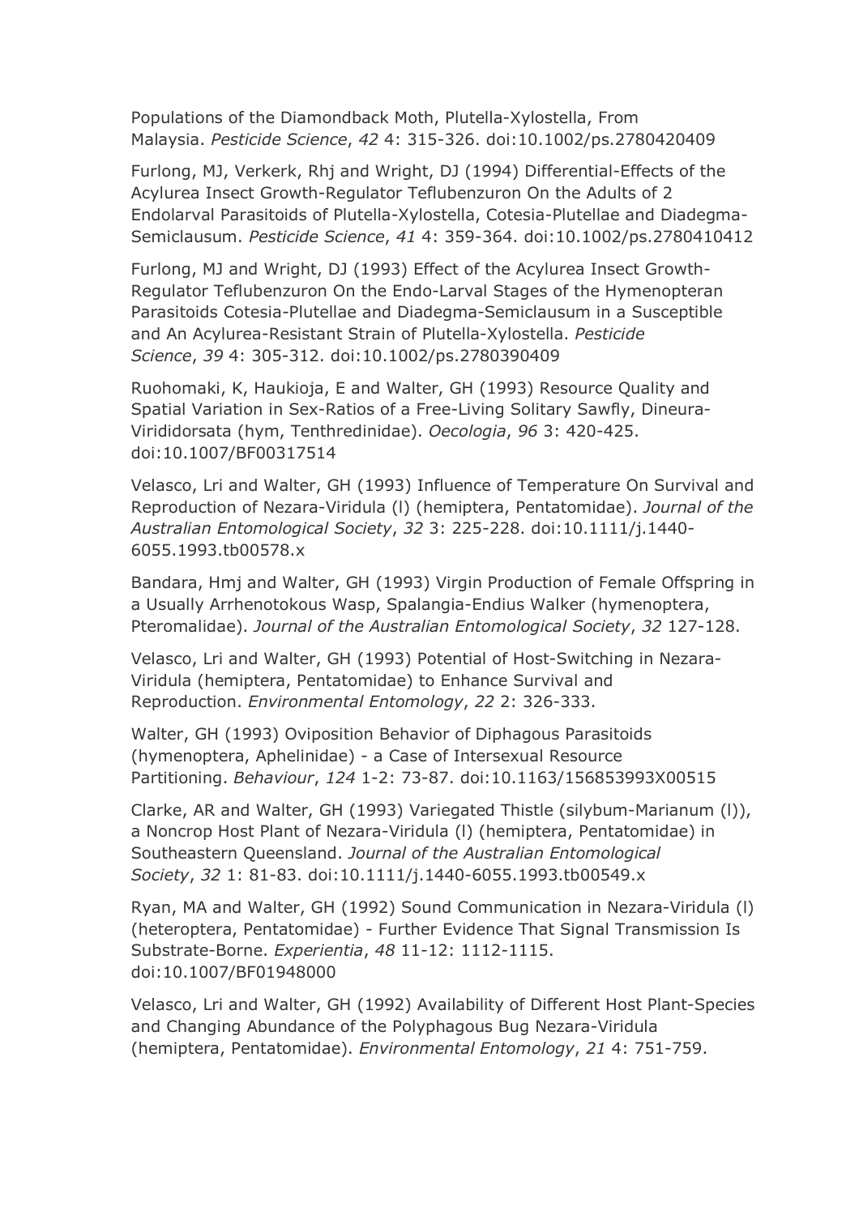Populations of the Diamondback Moth, Plutella-Xylostella, From Malaysia. *Pesticide Science*, *42* 4: 315-326. doi:10.1002/ps.2780420409

Furlong, MJ, Verkerk, Rhj and Wright, DJ (1994) Differential-Effects of the Acylurea Insect Growth-Regulator Teflubenzuron On the Adults of 2 Endolarval Parasitoids of Plutella-Xylostella, Cotesia-Plutellae and Diadegma-Semiclausum. *Pesticide Science*, *41* 4: 359-364. doi:10.1002/ps.2780410412

Furlong, MJ and Wright, DJ (1993) Effect of the Acylurea Insect Growth-Regulator Teflubenzuron On the Endo-Larval Stages of the Hymenopteran Parasitoids Cotesia-Plutellae and Diadegma-Semiclausum in a Susceptible and An Acylurea-Resistant Strain of Plutella-Xylostella. *Pesticide Science*, *39* 4: 305-312. doi:10.1002/ps.2780390409

Ruohomaki, K, Haukioja, E and Walter, GH (1993) Resource Quality and Spatial Variation in Sex-Ratios of a Free-Living Solitary Sawfly, Dineura-Virididorsata (hym, Tenthredinidae). *Oecologia*, *96* 3: 420-425. doi:10.1007/BF00317514

Velasco, Lri and Walter, GH (1993) Influence of Temperature On Survival and Reproduction of Nezara-Viridula (l) (hemiptera, Pentatomidae). *Journal of the Australian Entomological Society*, *32* 3: 225-228. doi:10.1111/j.1440-6055.1993.tb00578.x

Bandara, Hmj and Walter, GH (1993) Virgin Production of Female Offspring in a Usually Arrhenotokous Wasp, Spalangia-Endius Walker (hymenoptera, Pteromalidae). *Journal of the Australian Entomological Society*, *32* 127-128.

Velasco, Lri and Walter, GH (1993) Potential of Host-Switching in Nezara-Viridula (hemiptera, Pentatomidae) to Enhance Survival and Reproduction. *Environmental Entomology*, *22* 2: 326-333.

Walter, GH (1993) Oviposition Behavior of Diphagous Parasitoids (hymenoptera, Aphelinidae) - a Case of Intersexual Resource Partitioning. *Behaviour*, *124* 1-2: 73-87. doi:10.1163/156853993X00515

Clarke, AR and Walter, GH (1993) Variegated Thistle (silybum-Marianum (l)), a Noncrop Host Plant of Nezara-Viridula (l) (hemiptera, Pentatomidae) in Southeastern Queensland. *Journal of the Australian Entomological Society*, *32* 1: 81-83. doi:10.1111/j.1440-6055.1993.tb00549.x

Ryan, MA and Walter, GH (1992) Sound Communication in Nezara-Viridula (l) (heteroptera, Pentatomidae) - Further Evidence That Signal Transmission Is Substrate-Borne. *Experientia*, *48* 11-12: 1112-1115. doi:10.1007/BF01948000

Velasco, Lri and Walter, GH (1992) Availability of Different Host Plant-Species and Changing Abundance of the Polyphagous Bug Nezara-Viridula (hemiptera, Pentatomidae). *Environmental Entomology*, *21* 4: 751-759.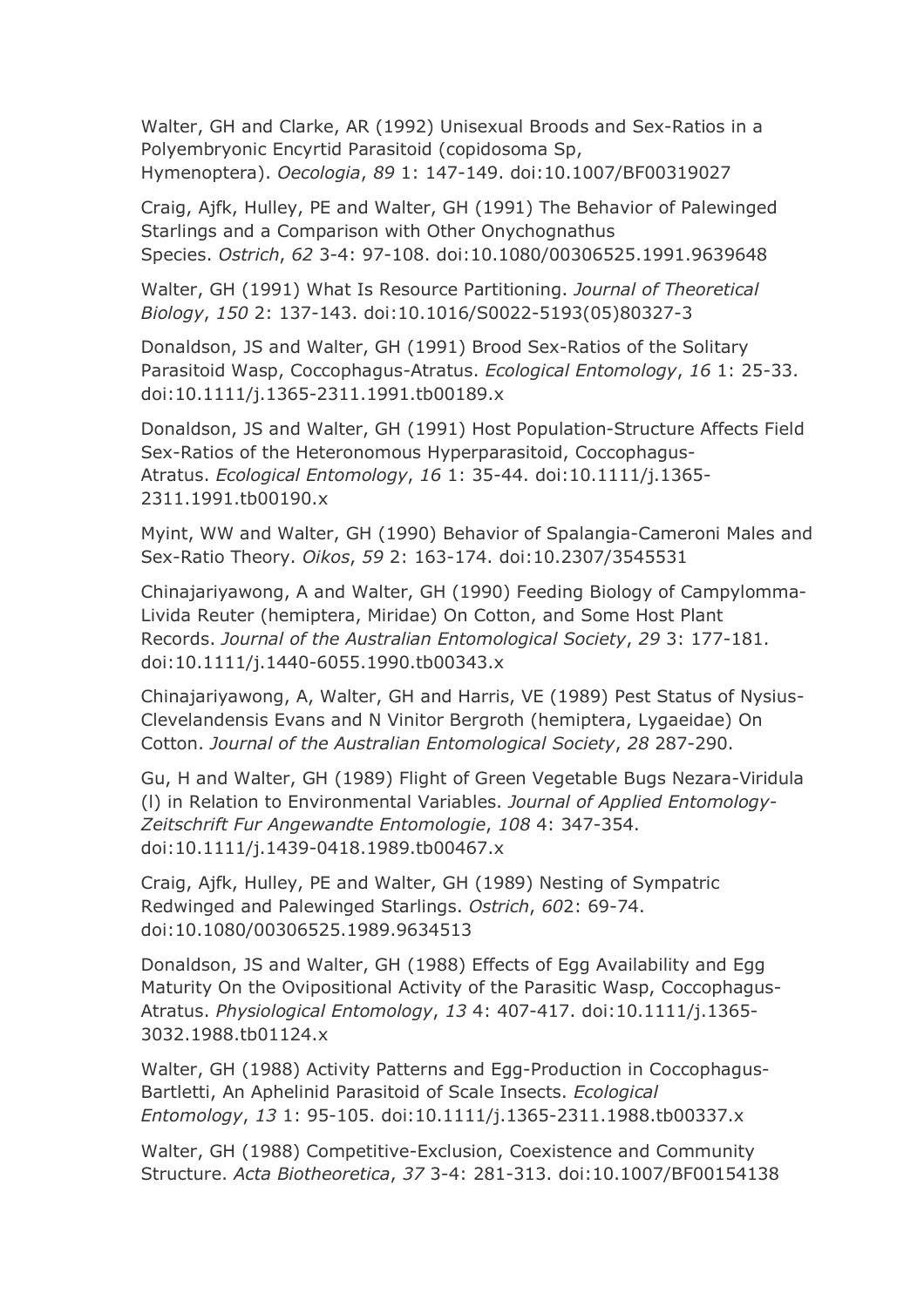Walter, GH and Clarke, AR (1992) Unisexual Broods and Sex-Ratios in a Polyembryonic Encyrtid Parasitoid (copidosoma Sp, Hymenoptera). *Oecologia*, *89* 1: 147-149. doi:10.1007/BF00319027

Craig, Ajfk, Hulley, PE and Walter, GH (1991) The Behavior of Palewinged Starlings and a Comparison with Other Onychognathus Species. *Ostrich*, *62* 3-4: 97-108. doi:10.1080/00306525.1991.9639648

Walter, GH (1991) What Is Resource Partitioning. *Journal of Theoretical Biology*, *150* 2: 137-143. doi:10.1016/S0022-5193(05)80327-3

Donaldson, JS and Walter, GH (1991) Brood Sex-Ratios of the Solitary Parasitoid Wasp, Coccophagus-Atratus. *Ecological Entomology*, *16* 1: 25-33. doi:10.1111/j.1365-2311.1991.tb00189.x

Donaldson, JS and Walter, GH (1991) Host Population-Structure Affects Field Sex-Ratios of the Heteronomous Hyperparasitoid, Coccophagus-Atratus. *Ecological Entomology*, *16* 1: 35-44. doi:10.1111/j.1365-2311.1991.tb00190.x

Myint, WW and Walter, GH (1990) Behavior of Spalangia-Cameroni Males and Sex-Ratio Theory. *Oikos*, *59* 2: 163-174. doi:10.2307/3545531

Chinajariyawong, A and Walter, GH (1990) Feeding Biology of Campylomma-Livida Reuter (hemiptera, Miridae) On Cotton, and Some Host Plant Records. *Journal of the Australian Entomological Society*, *29* 3: 177-181. doi:10.1111/j.1440-6055.1990.tb00343.x

Chinajariyawong, A, Walter, GH and Harris, VE (1989) Pest Status of Nysius-Clevelandensis Evans and N Vinitor Bergroth (hemiptera, Lygaeidae) On Cotton. *Journal of the Australian Entomological Society*, *28* 287-290.

Gu, H and Walter, GH (1989) Flight of Green Vegetable Bugs Nezara-Viridula (l) in Relation to Environmental Variables. *Journal of Applied Entomology-Zeitschrift Fur Angewandte Entomologie*, *108* 4: 347-354. doi:10.1111/j.1439-0418.1989.tb00467.x

Craig, Ajfk, Hulley, PE and Walter, GH (1989) Nesting of Sympatric Redwinged and Palewinged Starlings. *Ostrich*, *60*2: 69-74. doi:10.1080/00306525.1989.9634513

Donaldson, JS and Walter, GH (1988) Effects of Egg Availability and Egg Maturity On the Ovipositional Activity of the Parasitic Wasp, Coccophagus-Atratus. *Physiological Entomology*, *13* 4: 407-417. doi:10.1111/j.1365-3032.1988.tb01124.x

Walter, GH (1988) Activity Patterns and Egg-Production in Coccophagus-Bartletti, An Aphelinid Parasitoid of Scale Insects. *Ecological Entomology*, *13* 1: 95-105. doi:10.1111/j.1365-2311.1988.tb00337.x

Walter, GH (1988) Competitive-Exclusion, Coexistence and Community Structure. *Acta Biotheoretica*, *37* 3-4: 281-313. doi:10.1007/BF00154138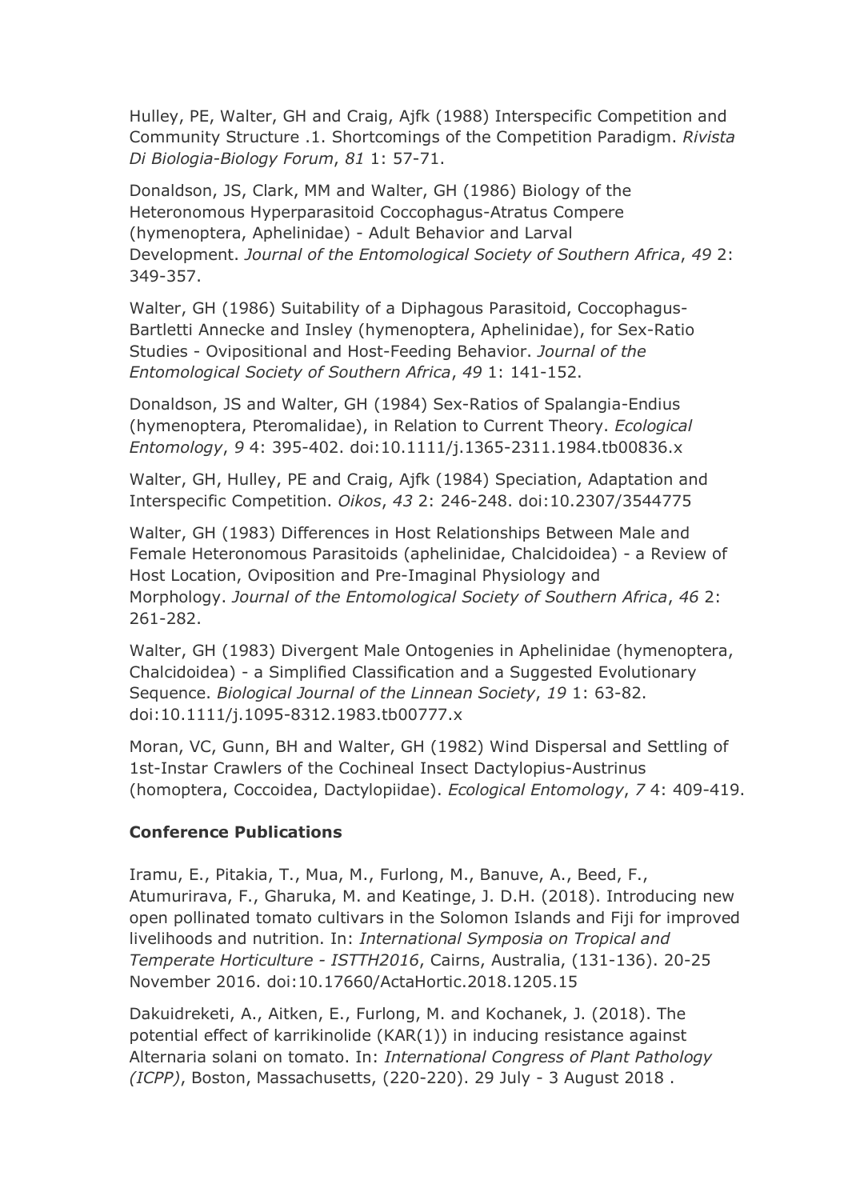Hulley, PE, Walter, GH and Craig, Ajfk (1988) Interspecific Competition and Community Structure .1. Shortcomings of the Competition Paradigm. *Rivista Di Biologia-Biology Forum*, *81* 1: 57-71.

Donaldson, JS, Clark, MM and Walter, GH (1986) Biology of the Heteronomous Hyperparasitoid Coccophagus-Atratus Compere (hymenoptera, Aphelinidae) - Adult Behavior and Larval Development. *Journal of the Entomological Society of Southern Africa*, *49* 2: 349-357.

Walter, GH (1986) Suitability of a Diphagous Parasitoid, Coccophagus-Bartletti Annecke and Insley (hymenoptera, Aphelinidae), for Sex-Ratio Studies - Ovipositional and Host-Feeding Behavior. *Journal of the Entomological Society of Southern Africa*, *49* 1: 141-152.

Donaldson, JS and Walter, GH (1984) Sex-Ratios of Spalangia-Endius (hymenoptera, Pteromalidae), in Relation to Current Theory. *Ecological Entomology*, *9* 4: 395-402. doi:10.1111/j.1365-2311.1984.tb00836.x

Walter, GH, Hulley, PE and Craig, Ajfk (1984) Speciation, Adaptation and Interspecific Competition. *Oikos*, *43* 2: 246-248. doi:10.2307/3544775

Walter, GH (1983) Differences in Host Relationships Between Male and Female Heteronomous Parasitoids (aphelinidae, Chalcidoidea) - a Review of Host Location, Oviposition and Pre-Imaginal Physiology and Morphology. *Journal of the Entomological Society of Southern Africa*, *46* 2: 261-282.

Walter, GH (1983) Divergent Male Ontogenies in Aphelinidae (hymenoptera, Chalcidoidea) - a Simplified Classification and a Suggested Evolutionary Sequence. *Biological Journal of the Linnean Society*, *19* 1: 63-82. doi:10.1111/j.1095-8312.1983.tb00777.x

Moran, VC, Gunn, BH and Walter, GH (1982) Wind Dispersal and Settling of 1st-Instar Crawlers of the Cochineal Insect Dactylopius-Austrinus (homoptera, Coccoidea, Dactylopiidae). *Ecological Entomology*, *7* 4: 409-419.

**Conference Publications**

Iramu, E., Pitakia, T., Mua, M., Furlong, M., Banuve, A., Beed, F., Atumurirava, F., Gharuka, M. and Keatinge, J. D.H. (2018). Introducing new open pollinated tomato cultivars in the Solomon Islands and Fiji for improved livelihoods and nutrition. In: *International Symposia on Tropical and Temperate Horticulture - ISTTH2016*, Cairns, Australia, (131-136). 20-25 November 2016. doi:10.17660/ActaHortic.2018.1205.15

Dakuidreketi, A., Aitken, E., Furlong, M. and Kochanek, J. (2018). The potential effect of karrikinolide (KAR(1)) in inducing resistance against Alternaria solani on tomato. In: *International Congress of Plant Pathology (ICPP)*, Boston, Massachusetts, (220-220). 29 July - 3 August 2018 .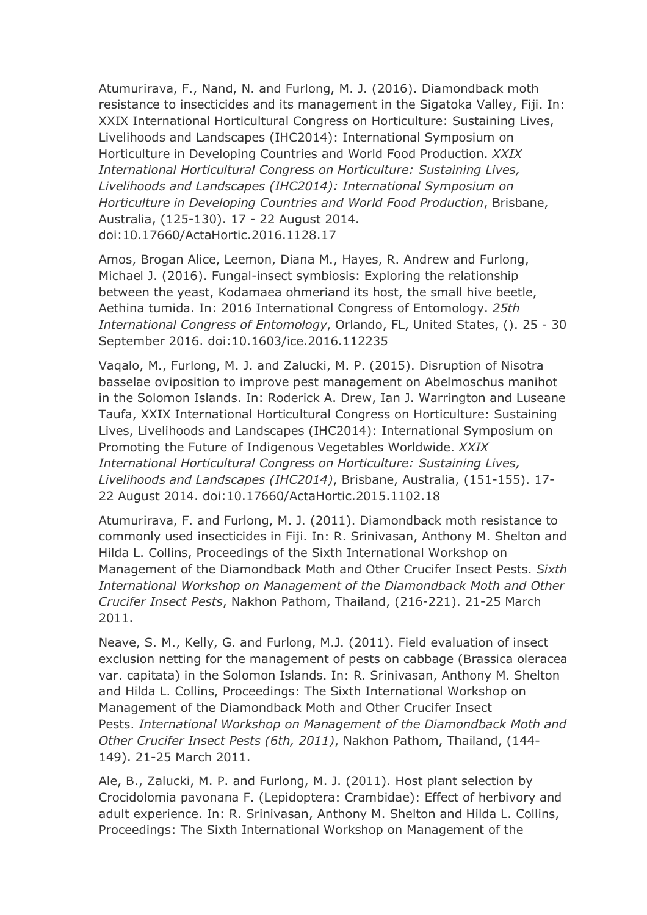Atumurirava, F., Nand, N. and Furlong, M. J. (2016). Diamondback moth resistance to insecticides and its management in the Sigatoka Valley, Fiji. In: XXIX International Horticultural Congress on Horticulture: Sustaining Lives, Livelihoods and Landscapes (IHC2014): International Symposium on Horticulture in Developing Countries and World Food Production. *XXIX International Horticultural Congress on Horticulture: Sustaining Lives, Livelihoods and Landscapes (IHC2014): International Symposium on Horticulture in Developing Countries and World Food Production*, Brisbane, Australia, (125-130). 17 - 22 August 2014. doi:10.17660/ActaHortic.2016.1128.17

Amos, Brogan Alice, Leemon, Diana M., Hayes, R. Andrew and Furlong, Michael J. (2016). Fungal-insect symbiosis: Exploring the relationship between the yeast, Kodamaea ohmeriand its host, the small hive beetle, Aethina tumida. In: 2016 International Congress of Entomology. *25th International Congress of Entomology*, Orlando, FL, United States, (). 25 - 30 September 2016. doi:10.1603/ice.2016.112235

Vaqalo, M., Furlong, M. J. and Zalucki, M. P. (2015). Disruption of Nisotra basselae oviposition to improve pest management on Abelmoschus manihot in the Solomon Islands. In: Roderick A. Drew, Ian J. Warrington and Luseane Taufa, XXIX International Horticultural Congress on Horticulture: Sustaining Lives, Livelihoods and Landscapes (IHC2014): International Symposium on Promoting the Future of Indigenous Vegetables Worldwide. *XXIX International Horticultural Congress on Horticulture: Sustaining Lives, Livelihoods and Landscapes (IHC2014)*, Brisbane, Australia, (151-155). 17-22 August 2014. doi:10.17660/ActaHortic.2015.1102.18

Atumurirava, F. and Furlong, M. J. (2011). Diamondback moth resistance to commonly used insecticides in Fiji. In: R. Srinivasan, Anthony M. Shelton and Hilda L. Collins, Proceedings of the Sixth International Workshop on Management of the Diamondback Moth and Other Crucifer Insect Pests. *Sixth International Workshop on Management of the Diamondback Moth and Other Crucifer Insect Pests*, Nakhon Pathom, Thailand, (216-221). 21-25 March 2011.

Neave, S. M., Kelly, G. and Furlong, M.J. (2011). Field evaluation of insect exclusion netting for the management of pests on cabbage (Brassica oleracea var. capitata) in the Solomon Islands. In: R. Srinivasan, Anthony M. Shelton and Hilda L. Collins, Proceedings: The Sixth International Workshop on Management of the Diamondback Moth and Other Crucifer Insect Pests. *International Workshop on Management of the Diamondback Moth and Other Crucifer Insect Pests (6th, 2011)*, Nakhon Pathom, Thailand, (144-149). 21-25 March 2011.

Ale, B., Zalucki, M. P. and Furlong, M. J. (2011). Host plant selection by Crocidolomia pavonana F. (Lepidoptera: Crambidae): Effect of herbivory and adult experience. In: R. Srinivasan, Anthony M. Shelton and Hilda L. Collins, Proceedings: The Sixth International Workshop on Management of the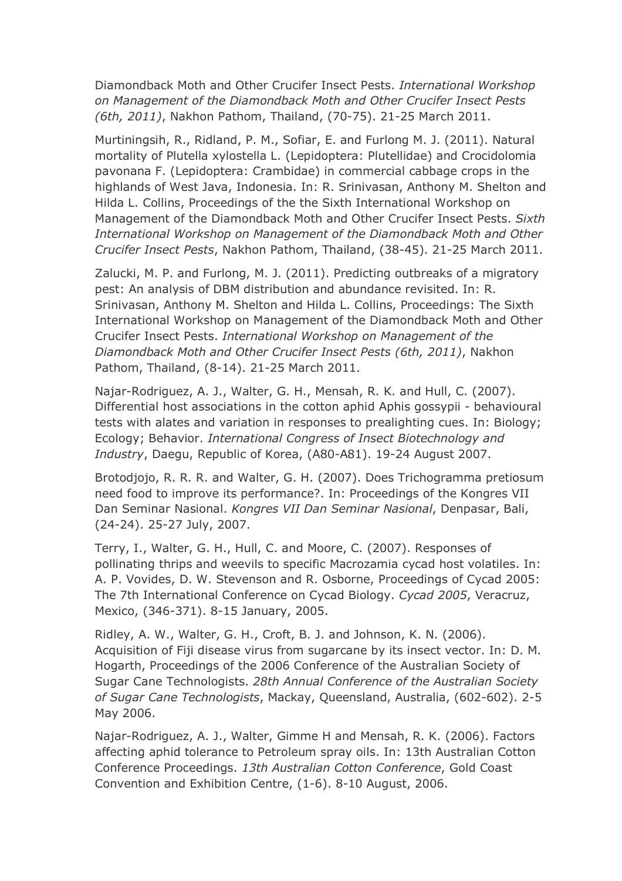Diamondback Moth and Other Crucifer Insect Pests. *International Workshop on Management of the Diamondback Moth and Other Crucifer Insect Pests (6th, 2011)*, Nakhon Pathom, Thailand, (70-75). 21-25 March 2011.

Murtiningsih, R., Ridland, P. M., Sofiar, E. and Furlong M. J. (2011). Natural mortality of Plutella xylostella L. (Lepidoptera: Plutellidae) and Crocidolomia pavonana F. (Lepidoptera: Crambidae) in commercial cabbage crops in the highlands of West Java, Indonesia. In: R. Srinivasan, Anthony M. Shelton and Hilda L. Collins, Proceedings of the the Sixth International Workshop on Management of the Diamondback Moth and Other Crucifer Insect Pests. *Sixth International Workshop on Management of the Diamondback Moth and Other Crucifer Insect Pests*, Nakhon Pathom, Thailand, (38-45). 21-25 March 2011.

Zalucki, M. P. and Furlong, M. J. (2011). Predicting outbreaks of a migratory pest: An analysis of DBM distribution and abundance revisited. In: R. Srinivasan, Anthony M. Shelton and Hilda L. Collins, Proceedings: The Sixth International Workshop on Management of the Diamondback Moth and Other Crucifer Insect Pests. *International Workshop on Management of the Diamondback Moth and Other Crucifer Insect Pests (6th, 2011)*, Nakhon Pathom, Thailand, (8-14). 21-25 March 2011.

Najar-Rodriguez, A. J., Walter, G. H., Mensah, R. K. and Hull, C. (2007). Differential host associations in the cotton aphid Aphis gossypii - behavioural tests with alates and variation in responses to prealighting cues. In: Biology; Ecology; Behavior. *International Congress of Insect Biotechnology and Industry*, Daegu, Republic of Korea, (A80-A81). 19-24 August 2007.

Brotodjojo, R. R. R. and Walter, G. H. (2007). Does Trichogramma pretiosum need food to improve its performance?. In: Proceedings of the Kongres VII Dan Seminar Nasional. *Kongres VII Dan Seminar Nasional*, Denpasar, Bali, (24-24). 25-27 July, 2007.

Terry, I., Walter, G. H., Hull, C. and Moore, C. (2007). Responses of pollinating thrips and weevils to specific Macrozamia cycad host volatiles. In: A. P. Vovides, D. W. Stevenson and R. Osborne, Proceedings of Cycad 2005: The 7th International Conference on Cycad Biology. *Cycad 2005*, Veracruz, Mexico, (346-371). 8-15 January, 2005.

Ridley, A. W., Walter, G. H., Croft, B. J. and Johnson, K. N. (2006). Acquisition of Fiji disease virus from sugarcane by its insect vector. In: D. M. Hogarth, Proceedings of the 2006 Conference of the Australian Society of Sugar Cane Technologists. *28th Annual Conference of the Australian Society of Sugar Cane Technologists*, Mackay, Queensland, Australia, (602-602). 2-5 May 2006.

Najar-Rodriguez, A. J., Walter, Gimme H and Mensah, R. K. (2006). Factors affecting aphid tolerance to Petroleum spray oils. In: 13th Australian Cotton Conference Proceedings. *13th Australian Cotton Conference*, Gold Coast Convention and Exhibition Centre, (1-6). 8-10 August, 2006.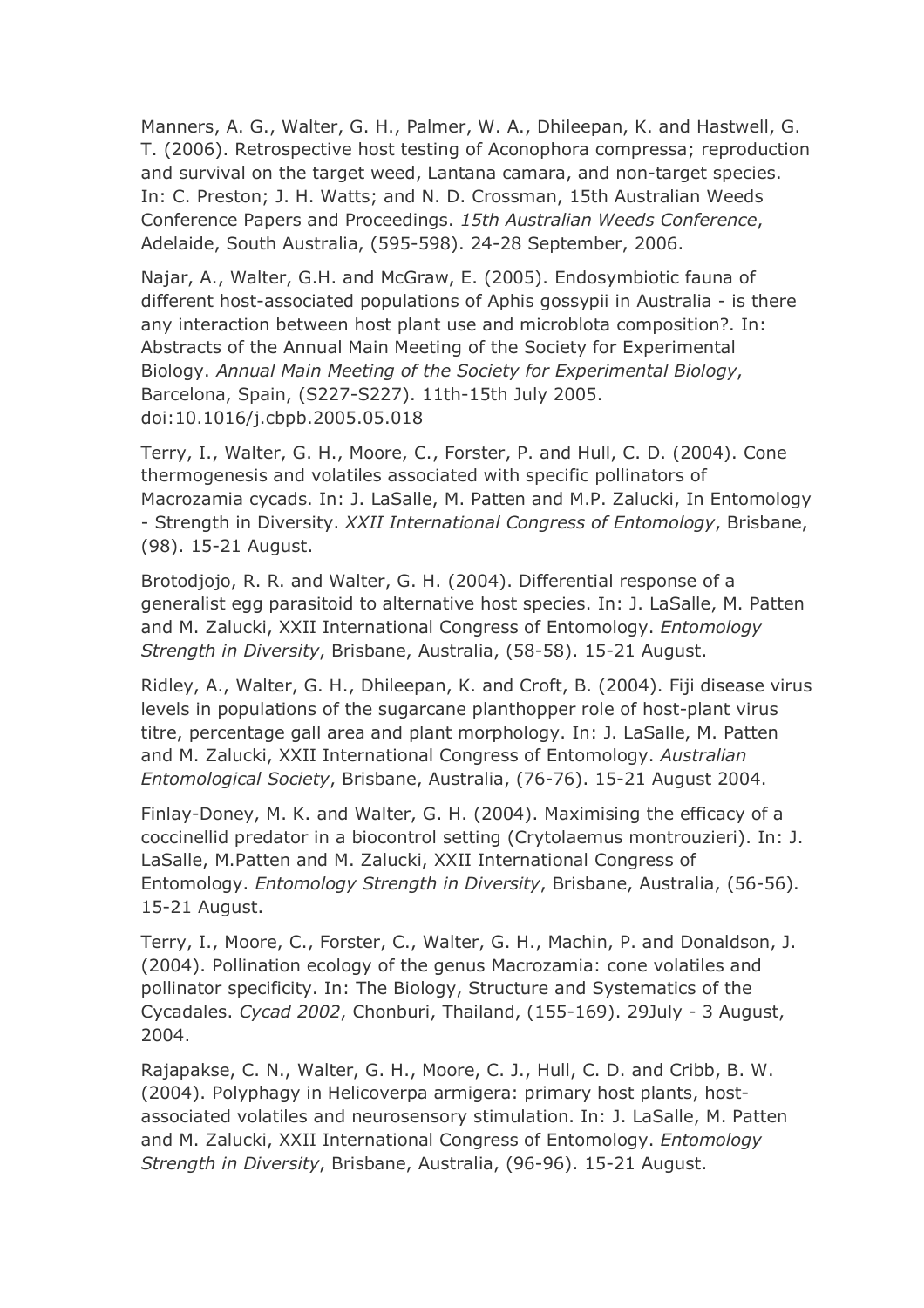Manners, A. G., Walter, G. H., Palmer, W. A., Dhileepan, K. and Hastwell, G. T. (2006). Retrospective host testing of Aconophora compressa; reproduction and survival on the target weed, Lantana camara, and non-target species. In: C. Preston; J. H. Watts; and N. D. Crossman, 15th Australian Weeds Conference Papers and Proceedings. *15th Australian Weeds Conference*, Adelaide, South Australia, (595-598). 24-28 September, 2006.

Najar, A., Walter, G.H. and McGraw, E. (2005). Endosymbiotic fauna of different host-associated populations of Aphis gossypii in Australia - is there any interaction between host plant use and microblota composition?. In: Abstracts of the Annual Main Meeting of the Society for Experimental Biology. *Annual Main Meeting of the Society for Experimental Biology*, Barcelona, Spain, (S227-S227). 11th-15th July 2005. doi:10.1016/j.cbpb.2005.05.018

Terry, I., Walter, G. H., Moore, C., Forster, P. and Hull, C. D. (2004). Cone thermogenesis and volatiles associated with specific pollinators of Macrozamia cycads. In: J. LaSalle, M. Patten and M.P. Zalucki, In Entomology - Strength in Diversity. *XXII International Congress of Entomology*, Brisbane, (98). 15-21 August.

Brotodjojo, R. R. and Walter, G. H. (2004). Differential response of a generalist egg parasitoid to alternative host species. In: J. LaSalle, M. Patten and M. Zalucki, XXII International Congress of Entomology. *Entomology Strength in Diversity*, Brisbane, Australia, (58-58). 15-21 August.

Ridley, A., Walter, G. H., Dhileepan, K. and Croft, B. (2004). Fiji disease virus levels in populations of the sugarcane planthopper role of host-plant virus titre, percentage gall area and plant morphology. In: J. LaSalle, M. Patten and M. Zalucki, XXII International Congress of Entomology. *Australian Entomological Society*, Brisbane, Australia, (76-76). 15-21 August 2004.

Finlay-Doney, M. K. and Walter, G. H. (2004). Maximising the efficacy of a coccinellid predator in a biocontrol setting (Crytolaemus montrouzieri). In: J. LaSalle, M.Patten and M. Zalucki, XXII International Congress of Entomology. *Entomology Strength in Diversity*, Brisbane, Australia, (56-56). 15-21 August.

Terry, I., Moore, C., Forster, C., Walter, G. H., Machin, P. and Donaldson, J. (2004). Pollination ecology of the genus Macrozamia: cone volatiles and pollinator specificity. In: The Biology, Structure and Systematics of the Cycadales. *Cycad 2002*, Chonburi, Thailand, (155-169). 29July - 3 August, 2004.

Rajapakse, C. N., Walter, G. H., Moore, C. J., Hull, C. D. and Cribb, B. W. (2004). Polyphagy in Helicoverpa armigera: primary host plants, host-associated volatiles and neurosensory stimulation. In: J. LaSalle, M. Patten and M. Zalucki, XXII International Congress of Entomology. *Entomology Strength in Diversity*, Brisbane, Australia, (96-96). 15-21 August.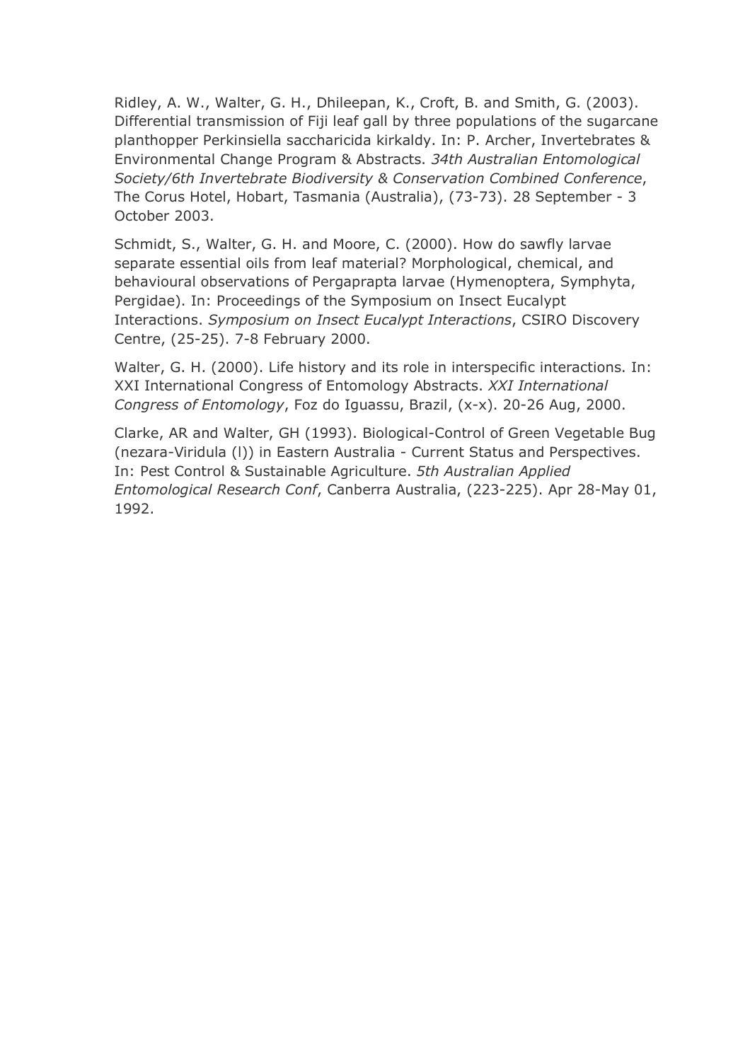Ridley, A. W., Walter, G. H., Dhileepan, K., Croft, B. and Smith, G. (2003). Differential transmission of Fiji leaf gall by three populations of the sugarcane planthopper Perkinsiella saccharicida kirkaldy. In: P. Archer, Invertebrates & Environmental Change Program & Abstracts. *34th Australian Entomological Society/6th Invertebrate Biodiversity & Conservation Combined Conference*, The Corus Hotel, Hobart, Tasmania (Australia), (73-73). 28 September - 3 October 2003.

Schmidt, S., Walter, G. H. and Moore, C. (2000). How do sawfly larvae separate essential oils from leaf material? Morphological, chemical, and behavioural observations of Pergaprapta larvae (Hymenoptera, Symphyta, Pergidae). In: Proceedings of the Symposium on Insect Eucalypt Interactions. *Symposium on Insect Eucalypt Interactions*, CSIRO Discovery Centre, (25-25). 7-8 February 2000.

Walter, G. H. (2000). Life history and its role in interspecific interactions. In: XXI International Congress of Entomology Abstracts. *XXI International Congress of Entomology*, Foz do Iguassu, Brazil, (x-x). 20-26 Aug, 2000.

Clarke, AR and Walter, GH (1993). Biological-Control of Green Vegetable Bug (nezara-Viridula (l)) in Eastern Australia - Current Status and Perspectives. In: Pest Control & Sustainable Agriculture. *5th Australian Applied Entomological Research Conf*, Canberra Australia, (223-225). Apr 28-May 01, 1992.